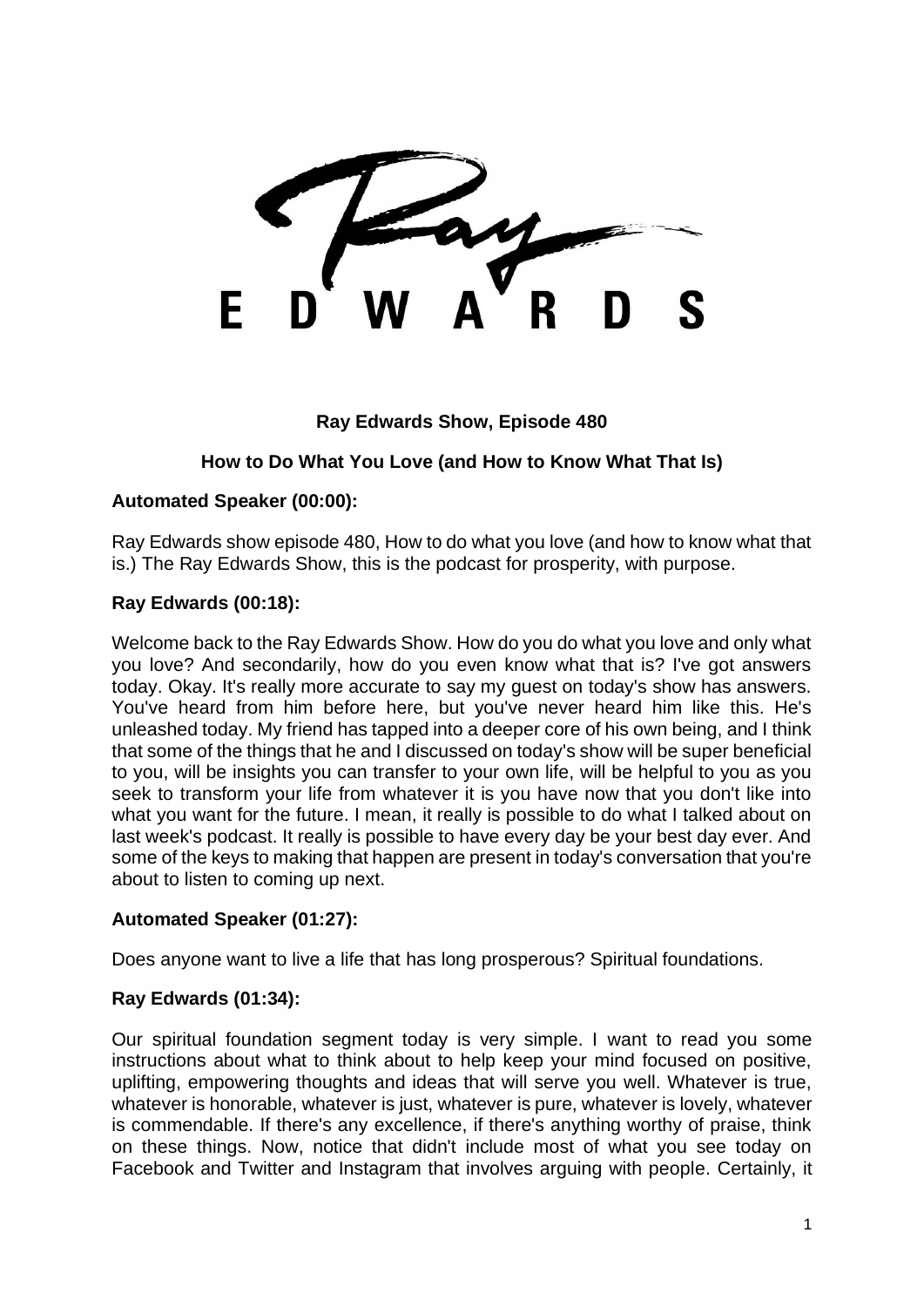Ray EDWARDS

**Ray Edwards Show, Episode 480**

**How to Do What You Love (and How to Know What That Is)**

**Automated Speaker (00:00):**

Ray Edwards show episode 480, How to do what you love (and how to know what that is.) The Ray Edwards Show, this is the podcast for prosperity, with purpose.

**Ray Edwards (00:18):**

Welcome back to the Ray Edwards Show. How do you do what you love and only what you love? And secondarily, how do you even know what that is? I've got answers today. Okay. It's really more accurate to say my guest on today's show has answers. You've heard from him before here, but you've never heard him like this. He's unleashed today. My friend has tapped into a deeper core of his own being, and I think that some of the things that he and I discussed on today's show will be super beneficial to you, will be insights you can transfer to your own life, will be helpful to you as you seek to transform your life from whatever it is you have now that you don't like into what you want for the future. I mean, it really is possible to do what I talked about on last week's podcast. It really is possible to have every day be your best day ever. And some of the keys to making that happen are present in today's conversation that you're about to listen to coming up next.

**Automated Speaker (01:27):**

Does anyone want to live a life that has long prosperous? Spiritual foundations.

**Ray Edwards (01:34):**

Our spiritual foundation segment today is very simple. I want to read you some instructions about what to think about to help keep your mind focused on positive, uplifting, empowering thoughts and ideas that will serve you well. Whatever is true, whatever is honorable, whatever is just, whatever is pure, whatever is lovely, whatever is commendable. If there's any excellence, if there's anything worthy of praise, think on these things. Now, notice that didn't include most of what you see today on Facebook and Twitter and Instagram that involves arguing with people. Certainly, it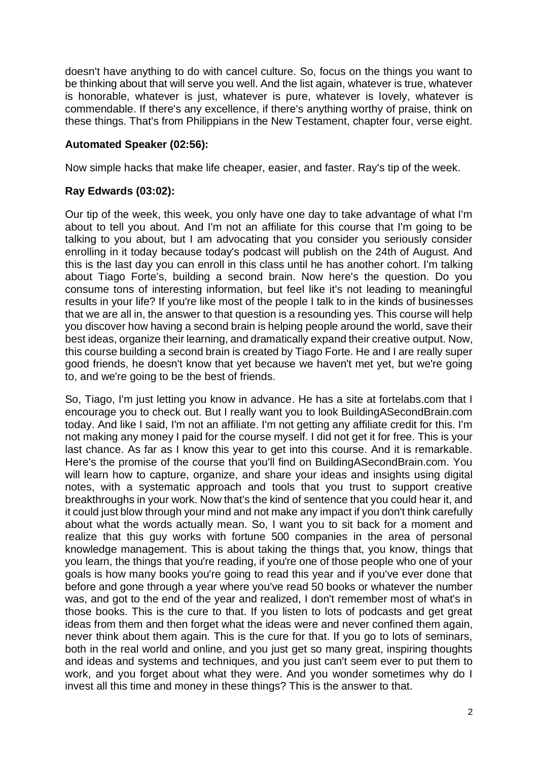doesn't have anything to do with cancel culture. So, focus on the things you want to be thinking about that will serve you well. And the list again, whatever is true, whatever is honorable, whatever is just, whatever is pure, whatever is lovely, whatever is commendable. If there's any excellence, if there's anything worthy of praise, think on these things. That's from Philippians in the New Testament, chapter four, verse eight.

**Automated Speaker (02:56):**

Now simple hacks that make life cheaper, easier, and faster. Ray's tip of the week.

**Ray Edwards (03:02):**

Our tip of the week, this week, you only have one day to take advantage of what I'm about to tell you about. And I'm not an affiliate for this course that I'm going to be talking to you about, but I am advocating that you consider you seriously consider enrolling in it today because today's podcast will publish on the 24th of August. And this is the last day you can enroll in this class until he has another cohort. I'm talking about Tiago Forte's, building a second brain. Now here's the question. Do you consume tons of interesting information, but feel like it's not leading to meaningful results in your life? If you're like most of the people I talk to in the kinds of businesses that we are all in, the answer to that question is a resounding yes. This course will help you discover how having a second brain is helping people around the world, save their best ideas, organize their learning, and dramatically expand their creative output. Now, this course building a second brain is created by Tiago Forte. He and I are really super good friends, he doesn't know that yet because we haven't met yet, but we're going to, and we're going to be the best of friends.

So, Tiago, I'm just letting you know in advance. He has a site at fortelabs.com that I encourage you to check out. But I really want you to look BuildingASecondBrain.com today. And like I said, I'm not an affiliate. I'm not getting any affiliate credit for this. I'm not making any money I paid for the course myself. I did not get it for free. This is your last chance. As far as I know this year to get into this course. And it is remarkable. Here's the promise of the course that you'll find on BuildingASecondBrain.com. You will learn how to capture, organize, and share your ideas and insights using digital notes, with a systematic approach and tools that you trust to support creative breakthroughs in your work. Now that's the kind of sentence that you could hear it, and it could just blow through your mind and not make any impact if you don't think carefully about what the words actually mean. So, I want you to sit back for a moment and realize that this guy works with fortune 500 companies in the area of personal knowledge management. This is about taking the things that, you know, things that you learn, the things that you're reading, if you're one of those people who one of your goals is how many books you're going to read this year and if you've ever done that before and gone through a year where you've read 50 books or whatever the number was, and got to the end of the year and realized, I don't remember most of what's in those books. This is the cure to that. If you listen to lots of podcasts and get great ideas from them and then forget what the ideas were and never confined them again, never think about them again. This is the cure for that. If you go to lots of seminars, both in the real world and online, and you just get so many great, inspiring thoughts and ideas and systems and techniques, and you just can't seem ever to put them to work, and you forget about what they were. And you wonder sometimes why do I invest all this time and money in these things? This is the answer to that.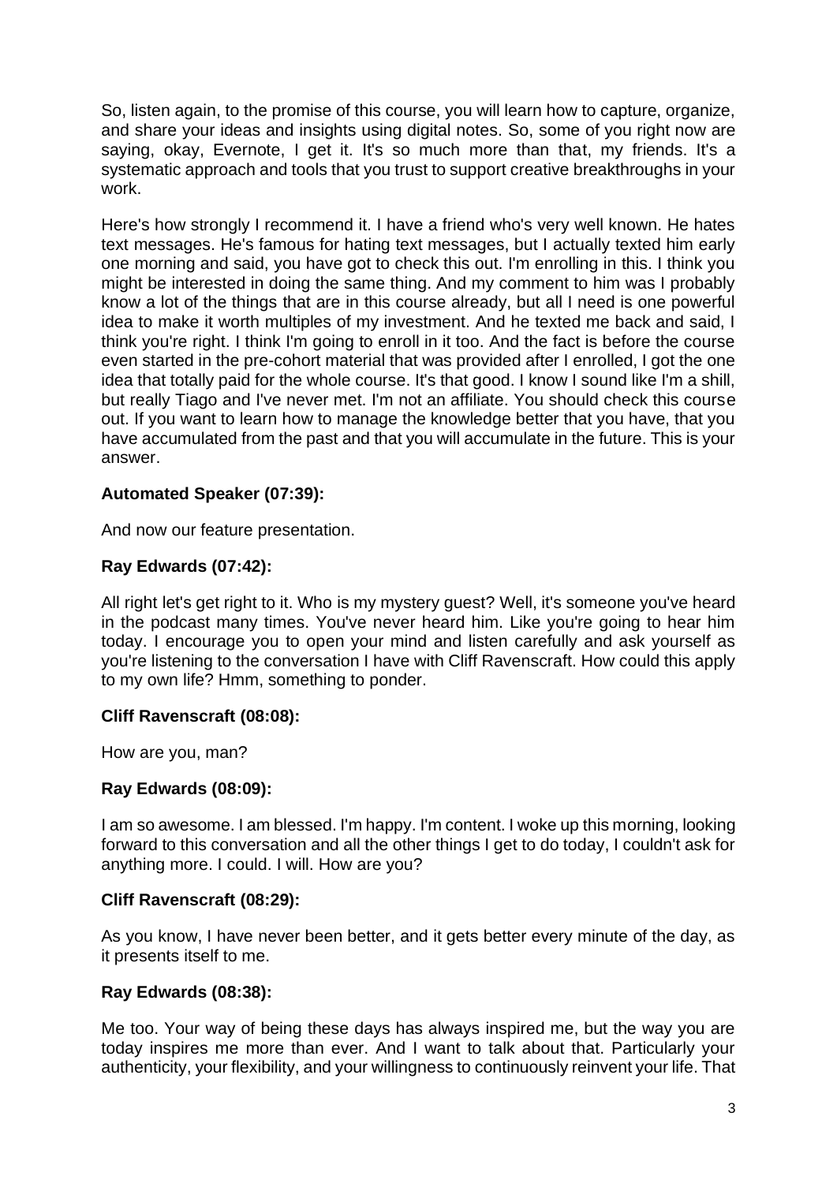So, listen again, to the promise of this course, you will learn how to capture, organize, and share your ideas and insights using digital notes. So, some of you right now are saying, okay, Evernote, I get it. It's so much more than that, my friends. It's a systematic approach and tools that you trust to support creative breakthroughs in your work.

Here's how strongly I recommend it. I have a friend who's very well known. He hates text messages. He's famous for hating text messages, but I actually texted him early one morning and said, you have got to check this out. I'm enrolling in this. I think you might be interested in doing the same thing. And my comment to him was I probably know a lot of the things that are in this course already, but all I need is one powerful idea to make it worth multiples of my investment. And he texted me back and said, I think you're right. I think I'm going to enroll in it too. And the fact is before the course even started in the pre-cohort material that was provided after I enrolled, I got the one idea that totally paid for the whole course. It's that good. I know I sound like I'm a shill, but really Tiago and I've never met. I'm not an affiliate. You should check this course out. If you want to learn how to manage the knowledge better that you have, that you have accumulated from the past and that you will accumulate in the future. This is your answer.

**Automated Speaker (07:39):**

And now our feature presentation.

**Ray Edwards (07:42):**

All right let's get right to it. Who is my mystery guest? Well, it's someone you've heard in the podcast many times. You've never heard him. Like you're going to hear him today. I encourage you to open your mind and listen carefully and ask yourself as you're listening to the conversation I have with Cliff Ravenscraft. How could this apply to my own life? Hmm, something to ponder.

**Cliff Ravenscraft (08:08):**

How are you, man?

**Ray Edwards (08:09):**

I am so awesome. I am blessed. I'm happy. I'm content. I woke up this morning, looking forward to this conversation and all the other things I get to do today, I couldn't ask for anything more. I could. I will. How are you?

**Cliff Ravenscraft (08:29):**

As you know, I have never been better, and it gets better every minute of the day, as it presents itself to me.

**Ray Edwards (08:38):**

Me too. Your way of being these days has always inspired me, but the way you are today inspires me more than ever. And I want to talk about that. Particularly your authenticity, your flexibility, and your willingness to continuously reinvent your life. That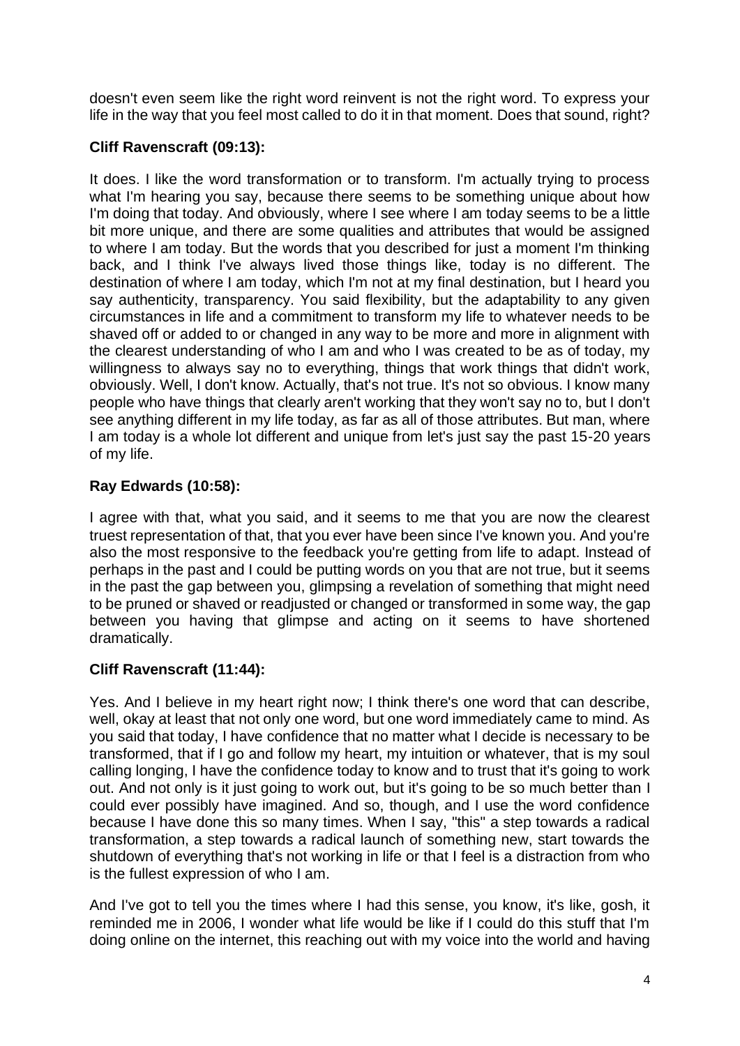doesn't even seem like the right word reinvent is not the right word. To express your life in the way that you feel most called to do it in that moment. Does that sound, right?

**Cliff Ravenscraft (09:13):**

It does. I like the word transformation or to transform. I'm actually trying to process what I'm hearing you say, because there seems to be something unique about how I'm doing that today. And obviously, where I see where I am today seems to be a little bit more unique, and there are some qualities and attributes that would be assigned to where I am today. But the words that you described for just a moment I'm thinking back, and I think I've always lived those things like, today is no different. The destination of where I am today, which I'm not at my final destination, but I heard you say authenticity, transparency. You said flexibility, but the adaptability to any given circumstances in life and a commitment to transform my life to whatever needs to be shaved off or added to or changed in any way to be more and more in alignment with the clearest understanding of who I am and who I was created to be as of today, my willingness to always say no to everything, things that work things that didn't work, obviously. Well, I don't know. Actually, that's not true. It's not so obvious. I know many people who have things that clearly aren't working that they won't say no to, but I don't see anything different in my life today, as far as all of those attributes. But man, where I am today is a whole lot different and unique from let's just say the past 15-20 years of my life.

**Ray Edwards (10:58):**

I agree with that, what you said, and it seems to me that you are now the clearest truest representation of that, that you ever have been since I've known you. And you're also the most responsive to the feedback you're getting from life to adapt. Instead of perhaps in the past and I could be putting words on you that are not true, but it seems in the past the gap between you, glimpsing a revelation of something that might need to be pruned or shaved or readjusted or changed or transformed in some way, the gap between you having that glimpse and acting on it seems to have shortened dramatically.

**Cliff Ravenscraft (11:44):**

Yes. And I believe in my heart right now; I think there's one word that can describe, well, okay at least that not only one word, but one word immediately came to mind. As you said that today, I have confidence that no matter what I decide is necessary to be transformed, that if I go and follow my heart, my intuition or whatever, that is my soul calling longing, I have the confidence today to know and to trust that it's going to work out. And not only is it just going to work out, but it's going to be so much better than I could ever possibly have imagined. And so, though, and I use the word confidence because I have done this so many times. When I say, "this" a step towards a radical transformation, a step towards a radical launch of something new, start towards the shutdown of everything that's not working in life or that I feel is a distraction from who is the fullest expression of who I am.

And I've got to tell you the times where I had this sense, you know, it's like, gosh, it reminded me in 2006, I wonder what life would be like if I could do this stuff that I'm doing online on the internet, this reaching out with my voice into the world and having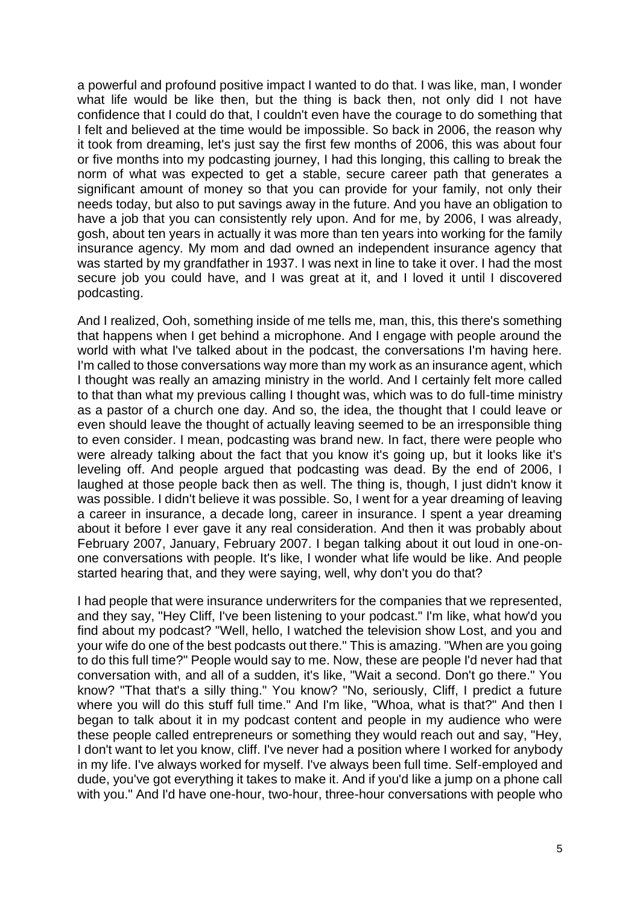a powerful and profound positive impact I wanted to do that. I was like, man, I wonder what life would be like then, but the thing is back then, not only did I not have confidence that I could do that, I couldn't even have the courage to do something that I felt and believed at the time would be impossible. So back in 2006, the reason why it took from dreaming, let's just say the first few months of 2006, this was about four or five months into my podcasting journey, I had this longing, this calling to break the norm of what was expected to get a stable, secure career path that generates a significant amount of money so that you can provide for your family, not only their needs today, but also to put savings away in the future. And you have an obligation to have a job that you can consistently rely upon. And for me, by 2006, I was already, gosh, about ten years in actually it was more than ten years into working for the family insurance agency. My mom and dad owned an independent insurance agency that was started by my grandfather in 1937. I was next in line to take it over. I had the most secure job you could have, and I was great at it, and I loved it until I discovered podcasting.

And I realized, Ooh, something inside of me tells me, man, this, this there's something that happens when I get behind a microphone. And I engage with people around the world with what I've talked about in the podcast, the conversations I'm having here. I'm called to those conversations way more than my work as an insurance agent, which I thought was really an amazing ministry in the world. And I certainly felt more called to that than what my previous calling I thought was, which was to do full-time ministry as a pastor of a church one day. And so, the idea, the thought that I could leave or even should leave the thought of actually leaving seemed to be an irresponsible thing to even consider. I mean, podcasting was brand new. In fact, there were people who were already talking about the fact that you know it's going up, but it looks like it's leveling off. And people argued that podcasting was dead. By the end of 2006, I laughed at those people back then as well. The thing is, though, I just didn't know it was possible. I didn't believe it was possible. So, I went for a year dreaming of leaving a career in insurance, a decade long, career in insurance. I spent a year dreaming about it before I ever gave it any real consideration. And then it was probably about February 2007, January, February 2007. I began talking about it out loud in one-on-one conversations with people. It's like, I wonder what life would be like. And people started hearing that, and they were saying, well, why don't you do that?

I had people that were insurance underwriters for the companies that we represented, and they say, "Hey Cliff, I've been listening to your podcast." I'm like, what how'd you find about my podcast? "Well, hello, I watched the television show Lost, and you and your wife do one of the best podcasts out there." This is amazing. "When are you going to do this full time?" People would say to me. Now, these are people I'd never had that conversation with, and all of a sudden, it's like, "Wait a second. Don't go there." You know? "That that's a silly thing." You know? "No, seriously, Cliff, I predict a future where you will do this stuff full time." And I'm like, "Whoa, what is that?" And then I began to talk about it in my podcast content and people in my audience who were these people called entrepreneurs or something they would reach out and say, "Hey, I don't want to let you know, cliff. I've never had a position where I worked for anybody in my life. I've always worked for myself. I've always been full time. Self-employed and dude, you've got everything it takes to make it. And if you'd like a jump on a phone call with you." And I'd have one-hour, two-hour, three-hour conversations with people who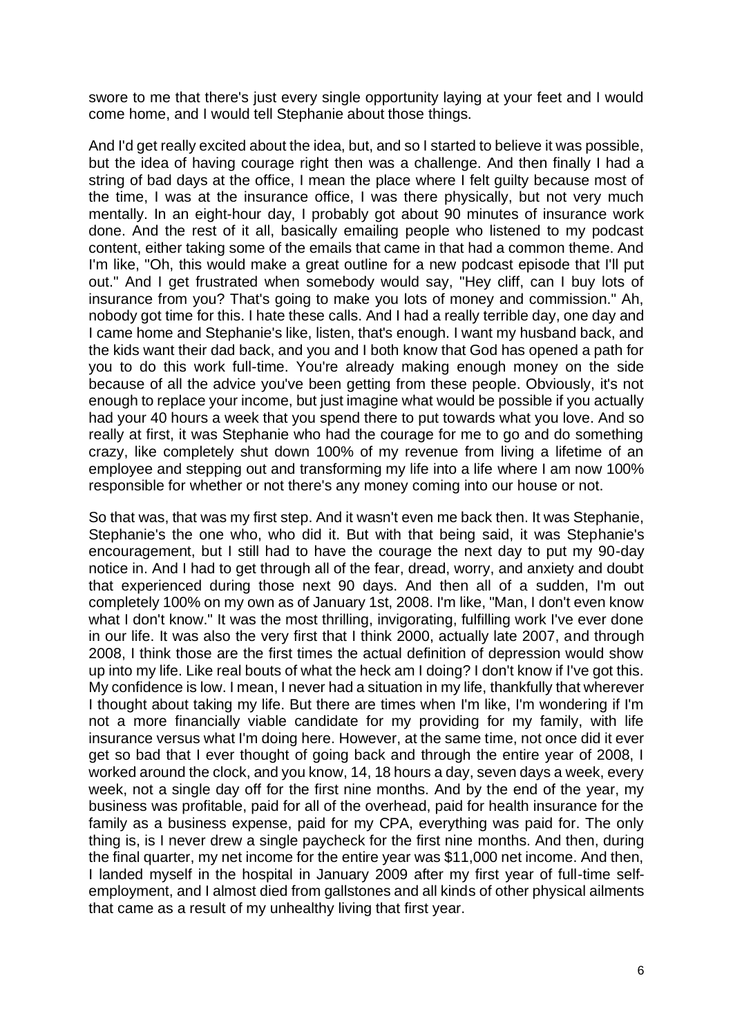swore to me that there's just every single opportunity laying at your feet and I would come home, and I would tell Stephanie about those things.

And I'd get really excited about the idea, but, and so I started to believe it was possible, but the idea of having courage right then was a challenge. And then finally I had a string of bad days at the office, I mean the place where I felt guilty because most of the time, I was at the insurance office, I was there physically, but not very much mentally. In an eight-hour day, I probably got about 90 minutes of insurance work done. And the rest of it all, basically emailing people who listened to my podcast content, either taking some of the emails that came in that had a common theme. And I'm like, "Oh, this would make a great outline for a new podcast episode that I'll put out." And I get frustrated when somebody would say, "Hey cliff, can I buy lots of insurance from you? That's going to make you lots of money and commission." Ah, nobody got time for this. I hate these calls. And I had a really terrible day, one day and I came home and Stephanie's like, listen, that's enough. I want my husband back, and the kids want their dad back, and you and I both know that God has opened a path for you to do this work full-time. You're already making enough money on the side because of all the advice you've been getting from these people. Obviously, it's not enough to replace your income, but just imagine what would be possible if you actually had your 40 hours a week that you spend there to put towards what you love. And so really at first, it was Stephanie who had the courage for me to go and do something crazy, like completely shut down 100% of my revenue from living a lifetime of an employee and stepping out and transforming my life into a life where I am now 100% responsible for whether or not there's any money coming into our house or not.

So that was, that was my first step. And it wasn't even me back then. It was Stephanie, Stephanie's the one who, who did it. But with that being said, it was Stephanie's encouragement, but I still had to have the courage the next day to put my 90-day notice in. And I had to get through all of the fear, dread, worry, and anxiety and doubt that experienced during those next 90 days. And then all of a sudden, I'm out completely 100% on my own as of January 1st, 2008. I'm like, "Man, I don't even know what I don't know." It was the most thrilling, invigorating, fulfilling work I've ever done in our life. It was also the very first that I think 2000, actually late 2007, and through 2008, I think those are the first times the actual definition of depression would show up into my life. Like real bouts of what the heck am I doing? I don't know if I've got this. My confidence is low. I mean, I never had a situation in my life, thankfully that wherever I thought about taking my life. But there are times when I'm like, I'm wondering if I'm not a more financially viable candidate for my providing for my family, with life insurance versus what I'm doing here. However, at the same time, not once did it ever get so bad that I ever thought of going back and through the entire year of 2008, I worked around the clock, and you know, 14, 18 hours a day, seven days a week, every week, not a single day off for the first nine months. And by the end of the year, my business was profitable, paid for all of the overhead, paid for health insurance for the family as a business expense, paid for my CPA, everything was paid for. The only thing is, is I never drew a single paycheck for the first nine months. And then, during the final quarter, my net income for the entire year was $11,000 net income. And then, I landed myself in the hospital in January 2009 after my first year of full-time self-employment, and I almost died from gallstones and all kinds of other physical ailments that came as a result of my unhealthy living that first year.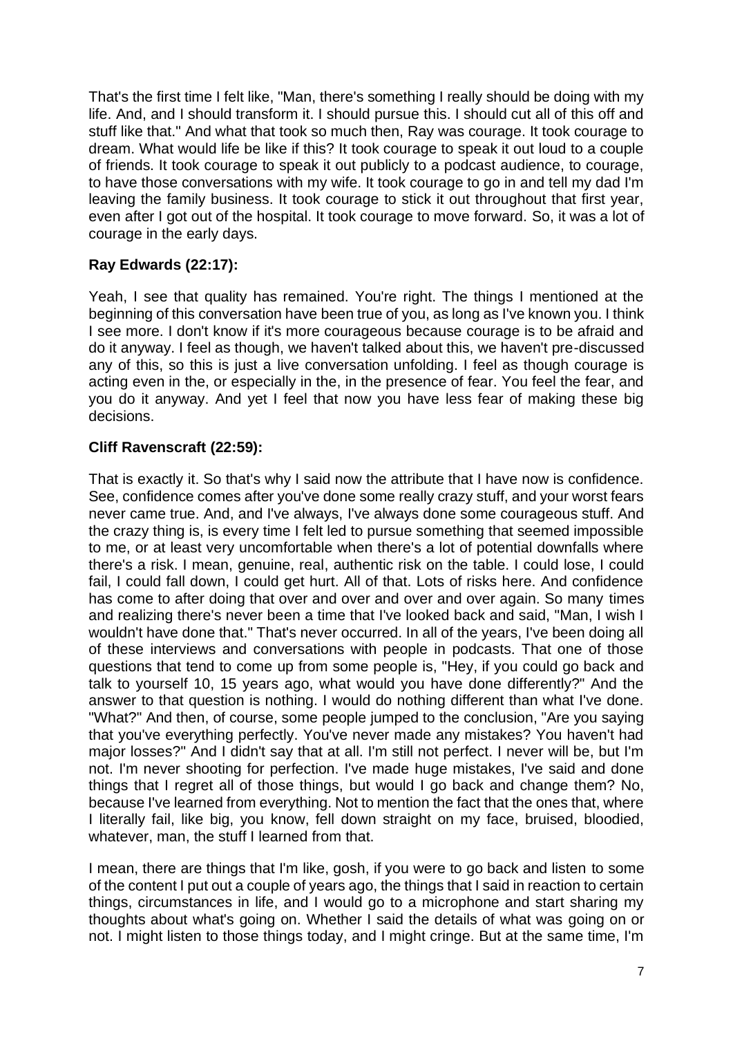That's the first time I felt like, "Man, there's something I really should be doing with my life. And, and I should transform it. I should pursue this. I should cut all of this off and stuff like that." And what that took so much then, Ray was courage. It took courage to dream. What would life be like if this? It took courage to speak it out loud to a couple of friends. It took courage to speak it out publicly to a podcast audience, to courage, to have those conversations with my wife. It took courage to go in and tell my dad I'm leaving the family business. It took courage to stick it out throughout that first year, even after I got out of the hospital. It took courage to move forward. So, it was a lot of courage in the early days.

**Ray Edwards (22:17):**

Yeah, I see that quality has remained. You're right. The things I mentioned at the beginning of this conversation have been true of you, as long as I've known you. I think I see more. I don't know if it's more courageous because courage is to be afraid and do it anyway. I feel as though, we haven't talked about this, we haven't pre-discussed any of this, so this is just a live conversation unfolding. I feel as though courage is acting even in the, or especially in the, in the presence of fear. You feel the fear, and you do it anyway. And yet I feel that now you have less fear of making these big decisions.

**Cliff Ravenscraft (22:59):**

That is exactly it. So that's why I said now the attribute that I have now is confidence. See, confidence comes after you've done some really crazy stuff, and your worst fears never came true. And, and I've always, I've always done some courageous stuff. And the crazy thing is, is every time I felt led to pursue something that seemed impossible to me, or at least very uncomfortable when there's a lot of potential downfalls where there's a risk. I mean, genuine, real, authentic risk on the table. I could lose, I could fail, I could fall down, I could get hurt. All of that. Lots of risks here. And confidence has come to after doing that over and over and over and over again. So many times and realizing there's never been a time that I've looked back and said, "Man, I wish I wouldn't have done that." That's never occurred. In all of the years, I've been doing all of these interviews and conversations with people in podcasts. That one of those questions that tend to come up from some people is, "Hey, if you could go back and talk to yourself 10, 15 years ago, what would you have done differently?" And the answer to that question is nothing. I would do nothing different than what I've done. "What?" And then, of course, some people jumped to the conclusion, "Are you saying that you've everything perfectly. You've never made any mistakes? You haven't had major losses?" And I didn't say that at all. I'm still not perfect. I never will be, but I'm not. I'm never shooting for perfection. I've made huge mistakes, I've said and done things that I regret all of those things, but would I go back and change them? No, because I've learned from everything. Not to mention the fact that the ones that, where I literally fail, like big, you know, fell down straight on my face, bruised, bloodied, whatever, man, the stuff I learned from that.

I mean, there are things that I'm like, gosh, if you were to go back and listen to some of the content I put out a couple of years ago, the things that I said in reaction to certain things, circumstances in life, and I would go to a microphone and start sharing my thoughts about what's going on. Whether I said the details of what was going on or not. I might listen to those things today, and I might cringe. But at the same time, I'm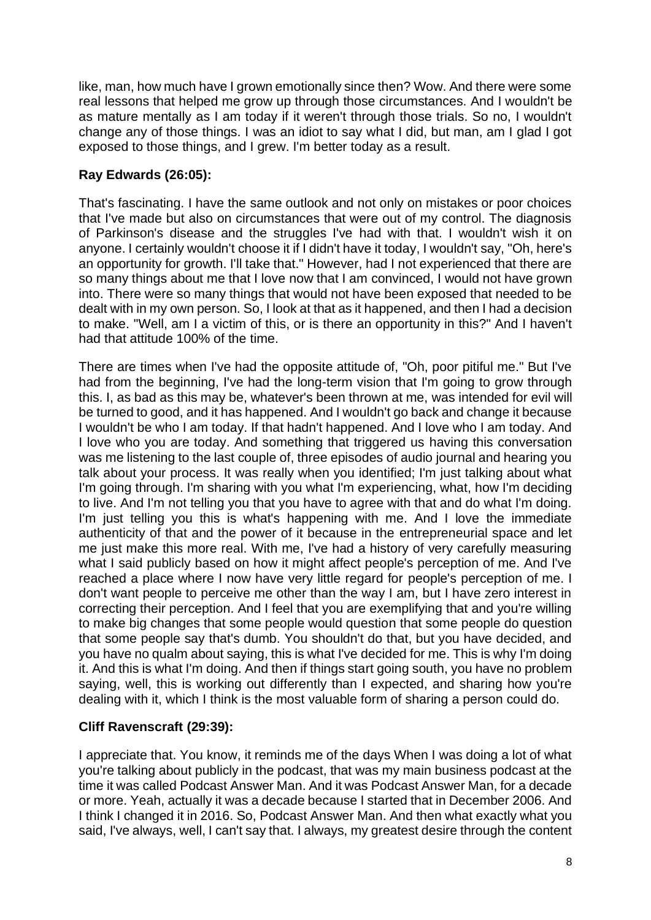like, man, how much have I grown emotionally since then? Wow. And there were some real lessons that helped me grow up through those circumstances. And I wouldn't be as mature mentally as I am today if it weren't through those trials. So no, I wouldn't change any of those things. I was an idiot to say what I did, but man, am I glad I got exposed to those things, and I grew. I'm better today as a result.

**Ray Edwards (26:05):**

That's fascinating. I have the same outlook and not only on mistakes or poor choices that I've made but also on circumstances that were out of my control. The diagnosis of Parkinson's disease and the struggles I've had with that. I wouldn't wish it on anyone. I certainly wouldn't choose it if I didn't have it today, I wouldn't say, "Oh, here's an opportunity for growth. I'll take that." However, had I not experienced that there are so many things about me that I love now that I am convinced, I would not have grown into. There were so many things that would not have been exposed that needed to be dealt with in my own person. So, I look at that as it happened, and then I had a decision to make. "Well, am I a victim of this, or is there an opportunity in this?" And I haven't had that attitude 100% of the time.

There are times when I've had the opposite attitude of, "Oh, poor pitiful me." But I've had from the beginning, I've had the long-term vision that I'm going to grow through this. I, as bad as this may be, whatever's been thrown at me, was intended for evil will be turned to good, and it has happened. And I wouldn't go back and change it because I wouldn't be who I am today. If that hadn't happened. And I love who I am today. And I love who you are today. And something that triggered us having this conversation was me listening to the last couple of, three episodes of audio journal and hearing you talk about your process. It was really when you identified; I'm just talking about what I'm going through. I'm sharing with you what I'm experiencing, what, how I'm deciding to live. And I'm not telling you that you have to agree with that and do what I'm doing. I'm just telling you this is what's happening with me. And I love the immediate authenticity of that and the power of it because in the entrepreneurial space and let me just make this more real. With me, I've had a history of very carefully measuring what I said publicly based on how it might affect people's perception of me. And I've reached a place where I now have very little regard for people's perception of me. I don't want people to perceive me other than the way I am, but I have zero interest in correcting their perception. And I feel that you are exemplifying that and you're willing to make big changes that some people would question that some people do question that some people say that's dumb. You shouldn't do that, but you have decided, and you have no qualm about saying, this is what I've decided for me. This is why I'm doing it. And this is what I'm doing. And then if things start going south, you have no problem saying, well, this is working out differently than I expected, and sharing how you're dealing with it, which I think is the most valuable form of sharing a person could do.

**Cliff Ravenscraft (29:39):**

I appreciate that. You know, it reminds me of the days When I was doing a lot of what you're talking about publicly in the podcast, that was my main business podcast at the time it was called Podcast Answer Man. And it was Podcast Answer Man, for a decade or more. Yeah, actually it was a decade because I started that in December 2006. And I think I changed it in 2016. So, Podcast Answer Man. And then what exactly what you said, I've always, well, I can't say that. I always, my greatest desire through the content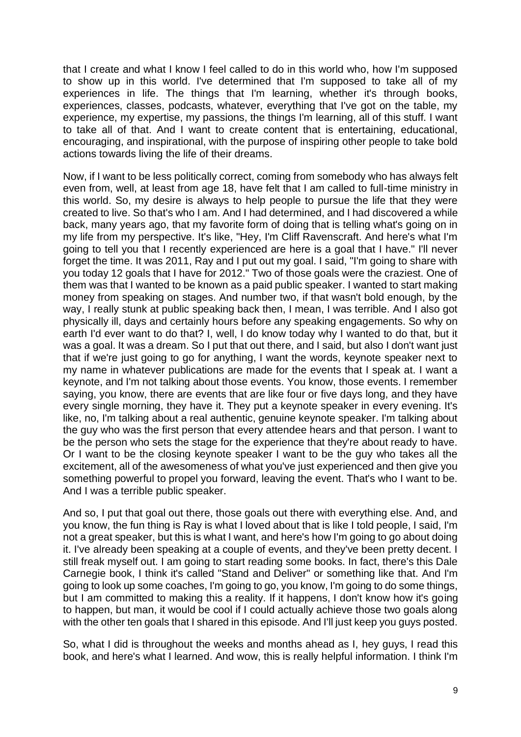that I create and what I know I feel called to do in this world who, how I'm supposed to show up in this world. I've determined that I'm supposed to take all of my experiences in life. The things that I'm learning, whether it's through books, experiences, classes, podcasts, whatever, everything that I've got on the table, my experience, my expertise, my passions, the things I'm learning, all of this stuff. I want to take all of that. And I want to create content that is entertaining, educational, encouraging, and inspirational, with the purpose of inspiring other people to take bold actions towards living the life of their dreams.

Now, if I want to be less politically correct, coming from somebody who has always felt even from, well, at least from age 18, have felt that I am called to full-time ministry in this world. So, my desire is always to help people to pursue the life that they were created to live. So that's who I am. And I had determined, and I had discovered a while back, many years ago, that my favorite form of doing that is telling what's going on in my life from my perspective. It's like, "Hey, I'm Cliff Ravenscraft. And here's what I'm going to tell you that I recently experienced are here is a goal that I have." I'll never forget the time. It was 2011, Ray and I put out my goal. I said, "I'm going to share with you today 12 goals that I have for 2012." Two of those goals were the craziest. One of them was that I wanted to be known as a paid public speaker. I wanted to start making money from speaking on stages. And number two, if that wasn't bold enough, by the way, I really stunk at public speaking back then, I mean, I was terrible. And I also got physically ill, days and certainly hours before any speaking engagements. So why on earth I'd ever want to do that? I, well, I do know today why I wanted to do that, but it was a goal. It was a dream. So I put that out there, and I said, but also I don't want just that if we're just going to go for anything, I want the words, keynote speaker next to my name in whatever publications are made for the events that I speak at. I want a keynote, and I'm not talking about those events. You know, those events. I remember saying, you know, there are events that are like four or five days long, and they have every single morning, they have it. They put a keynote speaker in every evening. It's like, no, I'm talking about a real authentic, genuine keynote speaker. I'm talking about the guy who was the first person that every attendee hears and that person. I want to be the person who sets the stage for the experience that they're about ready to have. Or I want to be the closing keynote speaker I want to be the guy who takes all the excitement, all of the awesomeness of what you've just experienced and then give you something powerful to propel you forward, leaving the event. That's who I want to be. And I was a terrible public speaker.

And so, I put that goal out there, those goals out there with everything else. And, and you know, the fun thing is Ray is what I loved about that is like I told people, I said, I'm not a great speaker, but this is what I want, and here's how I'm going to go about doing it. I've already been speaking at a couple of events, and they've been pretty decent. I still freak myself out. I am going to start reading some books. In fact, there's this Dale Carnegie book, I think it's called "Stand and Deliver" or something like that. And I'm going to look up some coaches, I'm going to go, you know, I'm going to do some things, but I am committed to making this a reality. If it happens, I don't know how it's going to happen, but man, it would be cool if I could actually achieve those two goals along with the other ten goals that I shared in this episode. And I'll just keep you guys posted.

So, what I did is throughout the weeks and months ahead as I, hey guys, I read this book, and here's what I learned. And wow, this is really helpful information. I think I'm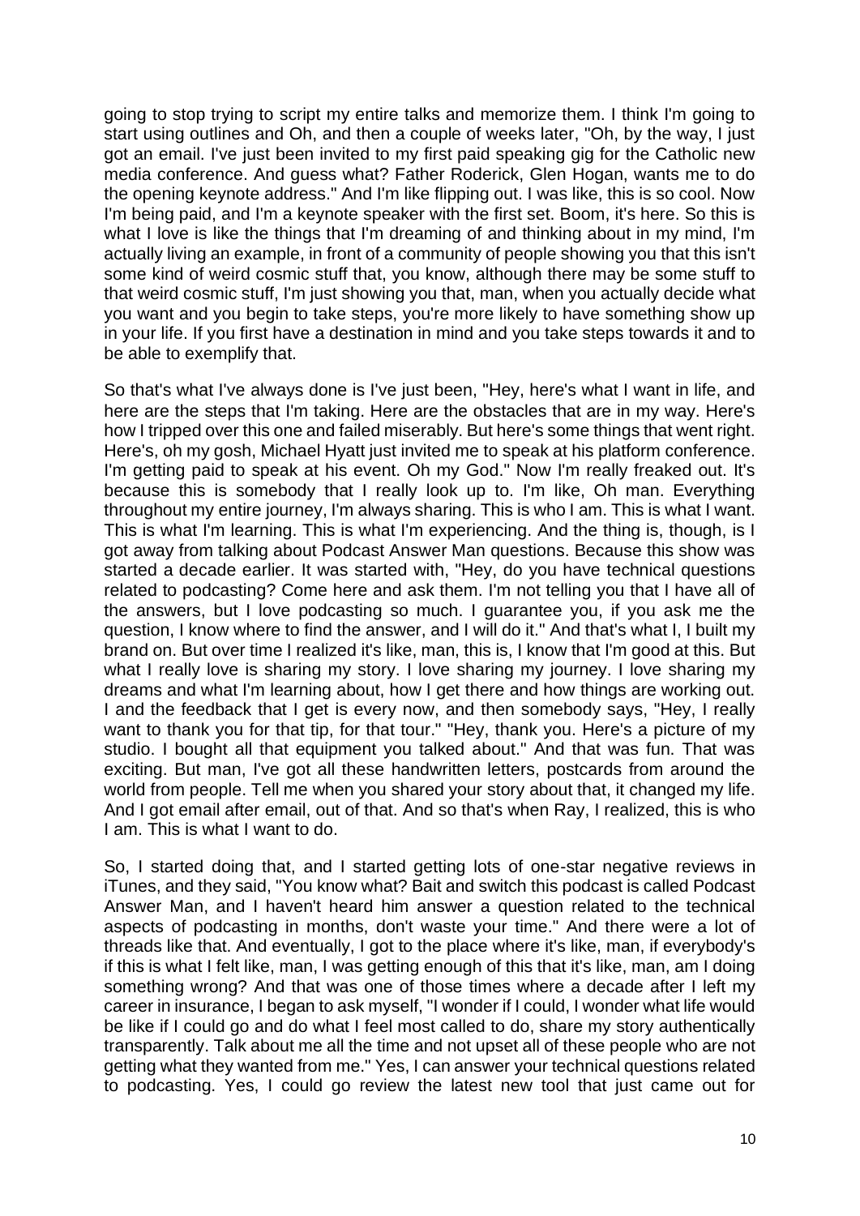going to stop trying to script my entire talks and memorize them. I think I'm going to start using outlines and Oh, and then a couple of weeks later, "Oh, by the way, I just got an email. I've just been invited to my first paid speaking gig for the Catholic new media conference. And guess what? Father Roderick, Glen Hogan, wants me to do the opening keynote address." And I'm like flipping out. I was like, this is so cool. Now I'm being paid, and I'm a keynote speaker with the first set. Boom, it's here. So this is what I love is like the things that I'm dreaming of and thinking about in my mind, I'm actually living an example, in front of a community of people showing you that this isn't some kind of weird cosmic stuff that, you know, although there may be some stuff to that weird cosmic stuff, I'm just showing you that, man, when you actually decide what you want and you begin to take steps, you're more likely to have something show up in your life. If you first have a destination in mind and you take steps towards it and to be able to exemplify that.

So that's what I've always done is I've just been, "Hey, here's what I want in life, and here are the steps that I'm taking. Here are the obstacles that are in my way. Here's how I tripped over this one and failed miserably. But here's some things that went right. Here's, oh my gosh, Michael Hyatt just invited me to speak at his platform conference. I'm getting paid to speak at his event. Oh my God." Now I'm really freaked out. It's because this is somebody that I really look up to. I'm like, Oh man. Everything throughout my entire journey, I'm always sharing. This is who I am. This is what I want. This is what I'm learning. This is what I'm experiencing. And the thing is, though, is I got away from talking about Podcast Answer Man questions. Because this show was started a decade earlier. It was started with, "Hey, do you have technical questions related to podcasting? Come here and ask them. I'm not telling you that I have all of the answers, but I love podcasting so much. I guarantee you, if you ask me the question, I know where to find the answer, and I will do it." And that's what I, I built my brand on. But over time I realized it's like, man, this is, I know that I'm good at this. But what I really love is sharing my story. I love sharing my journey. I love sharing my dreams and what I'm learning about, how I get there and how things are working out. I and the feedback that I get is every now, and then somebody says, "Hey, I really want to thank you for that tip, for that tour." "Hey, thank you. Here's a picture of my studio. I bought all that equipment you talked about." And that was fun. That was exciting. But man, I've got all these handwritten letters, postcards from around the world from people. Tell me when you shared your story about that, it changed my life. And I got email after email, out of that. And so that's when Ray, I realized, this is who I am. This is what I want to do.

So, I started doing that, and I started getting lots of one-star negative reviews in iTunes, and they said, "You know what? Bait and switch this podcast is called Podcast Answer Man, and I haven't heard him answer a question related to the technical aspects of podcasting in months, don't waste your time." And there were a lot of threads like that. And eventually, I got to the place where it's like, man, if everybody's if this is what I felt like, man, I was getting enough of this that it's like, man, am I doing something wrong? And that was one of those times where a decade after I left my career in insurance, I began to ask myself, "I wonder if I could, I wonder what life would be like if I could go and do what I feel most called to do, share my story authentically transparently. Talk about me all the time and not upset all of these people who are not getting what they wanted from me." Yes, I can answer your technical questions related to podcasting. Yes, I could go review the latest new tool that just came out for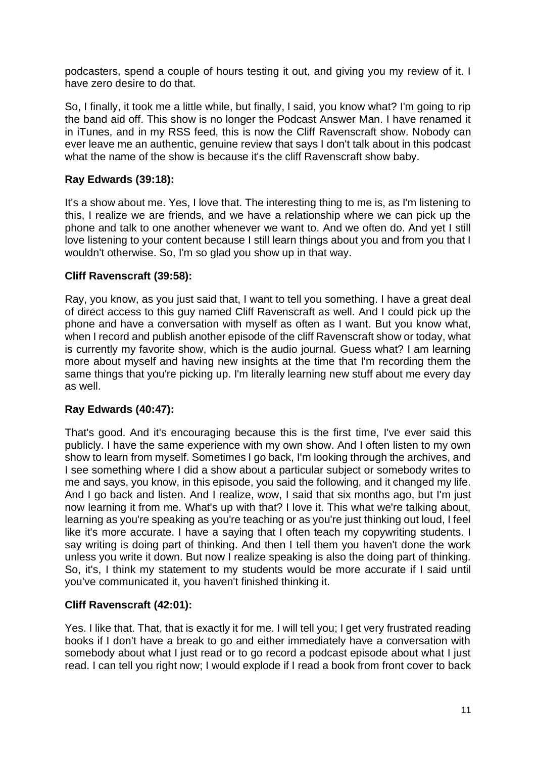podcasters, spend a couple of hours testing it out, and giving you my review of it. I have zero desire to do that.

So, I finally, it took me a little while, but finally, I said, you know what? I'm going to rip the band aid off. This show is no longer the Podcast Answer Man. I have renamed it in iTunes, and in my RSS feed, this is now the Cliff Ravenscraft show. Nobody can ever leave me an authentic, genuine review that says I don't talk about in this podcast what the name of the show is because it's the cliff Ravenscraft show baby.

**Ray Edwards (39:18):**

It's a show about me. Yes, I love that. The interesting thing to me is, as I'm listening to this, I realize we are friends, and we have a relationship where we can pick up the phone and talk to one another whenever we want to. And we often do. And yet I still love listening to your content because I still learn things about you and from you that I wouldn't otherwise. So, I'm so glad you show up in that way.

**Cliff Ravenscraft (39:58):**

Ray, you know, as you just said that, I want to tell you something. I have a great deal of direct access to this guy named Cliff Ravenscraft as well. And I could pick up the phone and have a conversation with myself as often as I want. But you know what, when I record and publish another episode of the cliff Ravenscraft show or today, what is currently my favorite show, which is the audio journal. Guess what? I am learning more about myself and having new insights at the time that I'm recording them the same things that you're picking up. I'm literally learning new stuff about me every day as well.

**Ray Edwards (40:47):**

That's good. And it's encouraging because this is the first time, I've ever said this publicly. I have the same experience with my own show. And I often listen to my own show to learn from myself. Sometimes I go back, I'm looking through the archives, and I see something where I did a show about a particular subject or somebody writes to me and says, you know, in this episode, you said the following, and it changed my life. And I go back and listen. And I realize, wow, I said that six months ago, but I'm just now learning it from me. What's up with that? I love it. This what we're talking about, learning as you're speaking as you're teaching or as you're just thinking out loud, I feel like it's more accurate. I have a saying that I often teach my copywriting students. I say writing is doing part of thinking. And then I tell them you haven't done the work unless you write it down. But now I realize speaking is also the doing part of thinking. So, it's, I think my statement to my students would be more accurate if I said until you've communicated it, you haven't finished thinking it.

**Cliff Ravenscraft (42:01):**

Yes. I like that. That, that is exactly it for me. I will tell you; I get very frustrated reading books if I don't have a break to go and either immediately have a conversation with somebody about what I just read or to go record a podcast episode about what I just read. I can tell you right now; I would explode if I read a book from front cover to back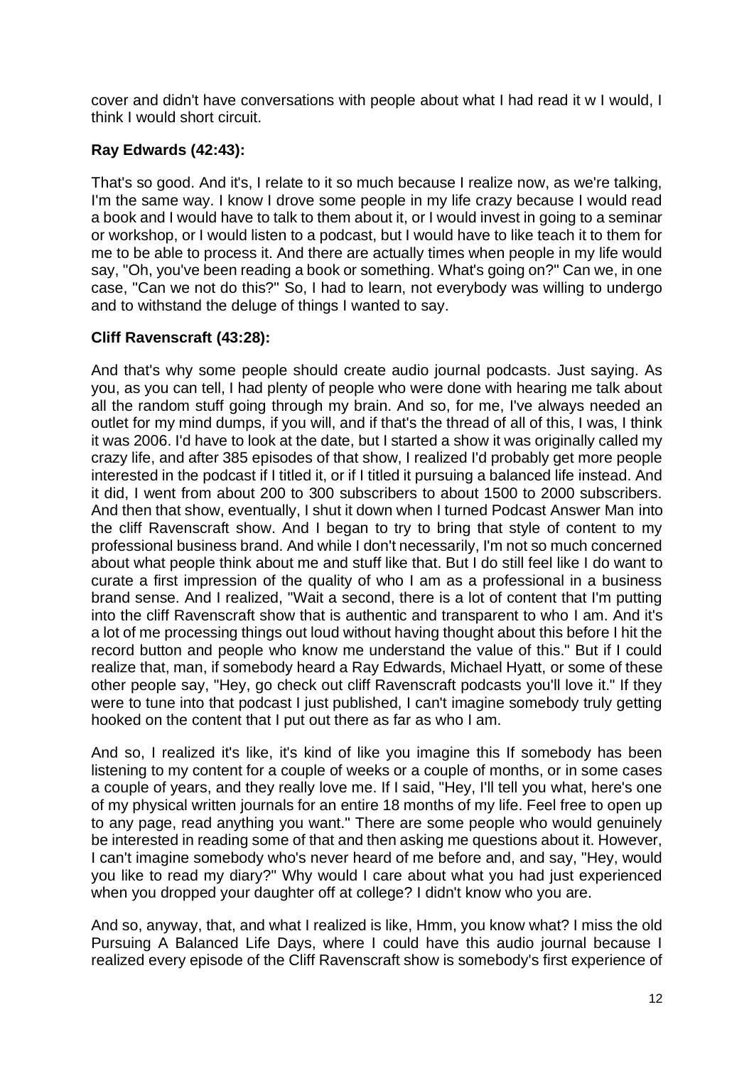cover and didn't have conversations with people about what I had read it w I would, I think I would short circuit.

**Ray Edwards (42:43):**

That's so good. And it's, I relate to it so much because I realize now, as we're talking, I'm the same way. I know I drove some people in my life crazy because I would read a book and I would have to talk to them about it, or I would invest in going to a seminar or workshop, or I would listen to a podcast, but I would have to like teach it to them for me to be able to process it. And there are actually times when people in my life would say, "Oh, you've been reading a book or something. What's going on?" Can we, in one case, "Can we not do this?" So, I had to learn, not everybody was willing to undergo and to withstand the deluge of things I wanted to say.

**Cliff Ravenscraft (43:28):**

And that's why some people should create audio journal podcasts. Just saying. As you, as you can tell, I had plenty of people who were done with hearing me talk about all the random stuff going through my brain. And so, for me, I've always needed an outlet for my mind dumps, if you will, and if that's the thread of all of this, I was, I think it was 2006. I'd have to look at the date, but I started a show it was originally called my crazy life, and after 385 episodes of that show, I realized I'd probably get more people interested in the podcast if I titled it, or if I titled it pursuing a balanced life instead. And it did, I went from about 200 to 300 subscribers to about 1500 to 2000 subscribers. And then that show, eventually, I shut it down when I turned Podcast Answer Man into the cliff Ravenscraft show. And I began to try to bring that style of content to my professional business brand. And while I don't necessarily, I'm not so much concerned about what people think about me and stuff like that. But I do still feel like I do want to curate a first impression of the quality of who I am as a professional in a business brand sense. And I realized, "Wait a second, there is a lot of content that I'm putting into the cliff Ravenscraft show that is authentic and transparent to who I am. And it's a lot of me processing things out loud without having thought about this before I hit the record button and people who know me understand the value of this." But if I could realize that, man, if somebody heard a Ray Edwards, Michael Hyatt, or some of these other people say, "Hey, go check out cliff Ravenscraft podcasts you'll love it." If they were to tune into that podcast I just published, I can't imagine somebody truly getting hooked on the content that I put out there as far as who I am.

And so, I realized it's like, it's kind of like you imagine this If somebody has been listening to my content for a couple of weeks or a couple of months, or in some cases a couple of years, and they really love me. If I said, "Hey, I'll tell you what, here's one of my physical written journals for an entire 18 months of my life. Feel free to open up to any page, read anything you want." There are some people who would genuinely be interested in reading some of that and then asking me questions about it. However, I can't imagine somebody who's never heard of me before and, and say, "Hey, would you like to read my diary?" Why would I care about what you had just experienced when you dropped your daughter off at college? I didn't know who you are.

And so, anyway, that, and what I realized is like, Hmm, you know what? I miss the old Pursuing A Balanced Life Days, where I could have this audio journal because I realized every episode of the Cliff Ravenscraft show is somebody's first experience of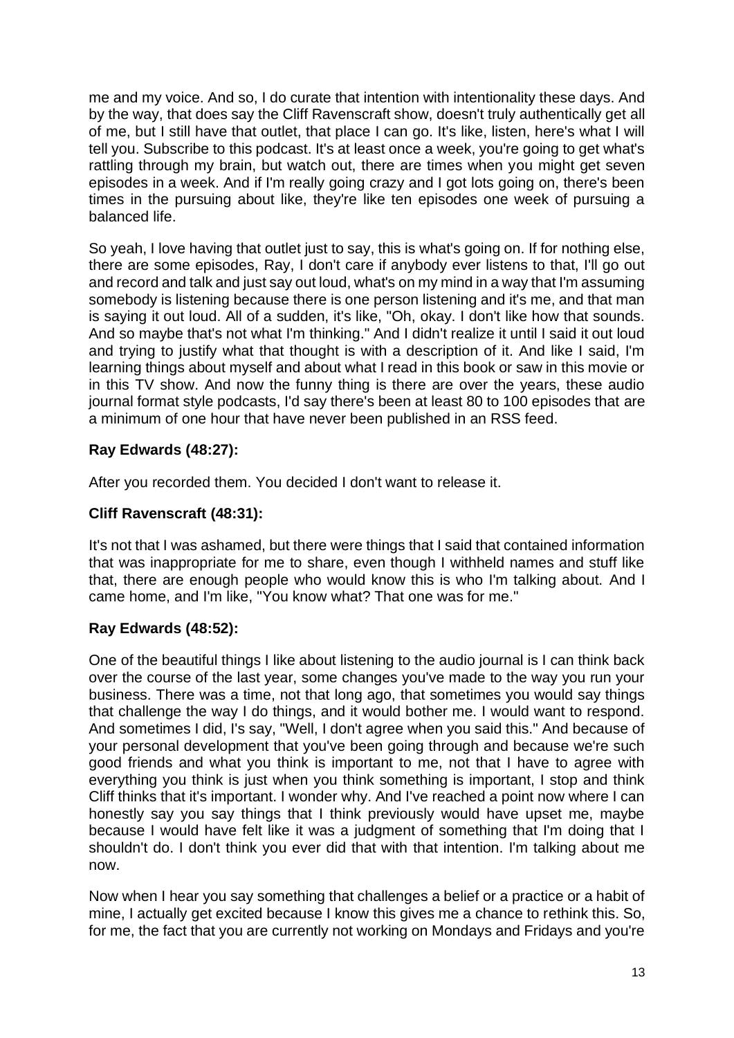me and my voice. And so, I do curate that intention with intentionality these days. And by the way, that does say the Cliff Ravenscraft show, doesn't truly authentically get all of me, but I still have that outlet, that place I can go. It's like, listen, here's what I will tell you. Subscribe to this podcast. It's at least once a week, you're going to get what's rattling through my brain, but watch out, there are times when you might get seven episodes in a week. And if I'm really going crazy and I got lots going on, there's been times in the pursuing about like, they're like ten episodes one week of pursuing a balanced life.

So yeah, I love having that outlet just to say, this is what's going on. If for nothing else, there are some episodes, Ray, I don't care if anybody ever listens to that, I'll go out and record and talk and just say out loud, what's on my mind in a way that I'm assuming somebody is listening because there is one person listening and it's me, and that man is saying it out loud. All of a sudden, it's like, "Oh, okay. I don't like how that sounds. And so maybe that's not what I'm thinking." And I didn't realize it until I said it out loud and trying to justify what that thought is with a description of it. And like I said, I'm learning things about myself and about what I read in this book or saw in this movie or in this TV show. And now the funny thing is there are over the years, these audio journal format style podcasts, I'd say there's been at least 80 to 100 episodes that are a minimum of one hour that have never been published in an RSS feed.

**Ray Edwards (48:27):**

After you recorded them. You decided I don't want to release it.

**Cliff Ravenscraft (48:31):**

It's not that I was ashamed, but there were things that I said that contained information that was inappropriate for me to share, even though I withheld names and stuff like that, there are enough people who would know this is who I'm talking about. And I came home, and I'm like, "You know what? That one was for me."

**Ray Edwards (48:52):**

One of the beautiful things I like about listening to the audio journal is I can think back over the course of the last year, some changes you've made to the way you run your business. There was a time, not that long ago, that sometimes you would say things that challenge the way I do things, and it would bother me. I would want to respond. And sometimes I did, I's say, "Well, I don't agree when you said this." And because of your personal development that you've been going through and because we're such good friends and what you think is important to me, not that I have to agree with everything you think is just when you think something is important, I stop and think Cliff thinks that it's important. I wonder why. And I've reached a point now where I can honestly say you say things that I think previously would have upset me, maybe because I would have felt like it was a judgment of something that I'm doing that I shouldn't do. I don't think you ever did that with that intention. I'm talking about me now.

Now when I hear you say something that challenges a belief or a practice or a habit of mine, I actually get excited because I know this gives me a chance to rethink this. So, for me, the fact that you are currently not working on Mondays and Fridays and you're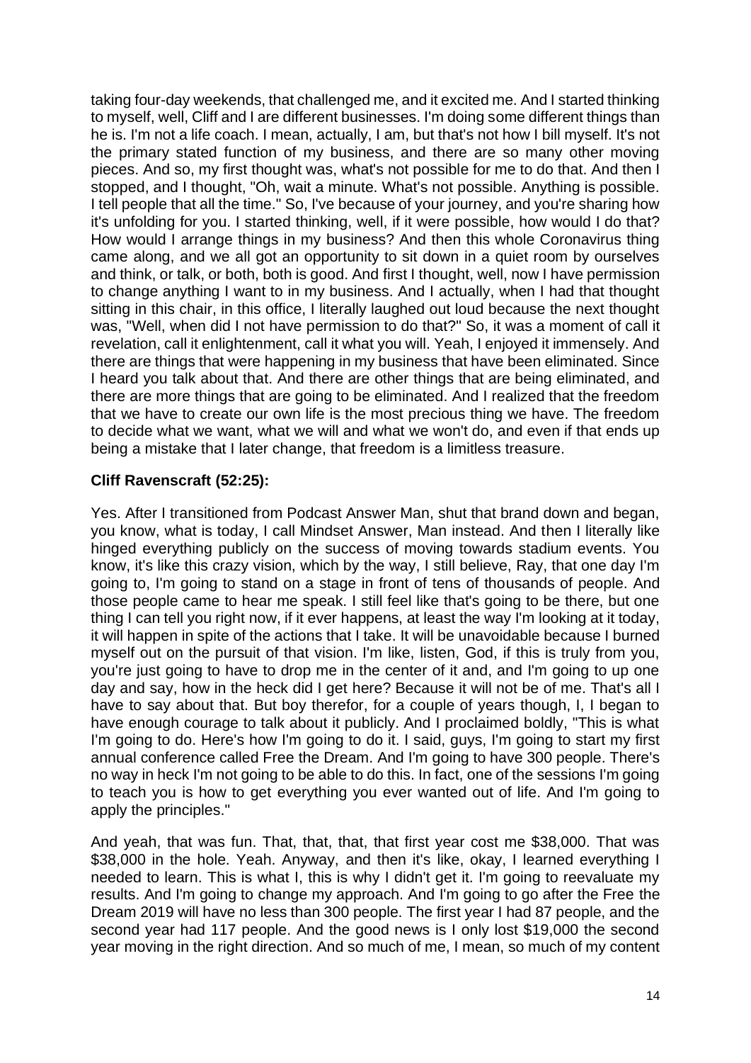taking four-day weekends, that challenged me, and it excited me. And I started thinking to myself, well, Cliff and I are different businesses. I'm doing some different things than he is. I'm not a life coach. I mean, actually, I am, but that's not how I bill myself. It's not the primary stated function of my business, and there are so many other moving pieces. And so, my first thought was, what's not possible for me to do that. And then I stopped, and I thought, "Oh, wait a minute. What's not possible. Anything is possible. I tell people that all the time." So, I've because of your journey, and you're sharing how it's unfolding for you. I started thinking, well, if it were possible, how would I do that? How would I arrange things in my business? And then this whole Coronavirus thing came along, and we all got an opportunity to sit down in a quiet room by ourselves and think, or talk, or both, both is good. And first I thought, well, now I have permission to change anything I want to in my business. And I actually, when I had that thought sitting in this chair, in this office, I literally laughed out loud because the next thought was, "Well, when did I not have permission to do that?" So, it was a moment of call it revelation, call it enlightenment, call it what you will. Yeah, I enjoyed it immensely. And there are things that were happening in my business that have been eliminated. Since I heard you talk about that. And there are other things that are being eliminated, and there are more things that are going to be eliminated. And I realized that the freedom that we have to create our own life is the most precious thing we have. The freedom to decide what we want, what we will and what we won't do, and even if that ends up being a mistake that I later change, that freedom is a limitless treasure.

**Cliff Ravenscraft (52:25):**

Yes. After I transitioned from Podcast Answer Man, shut that brand down and began, you know, what is today, I call Mindset Answer, Man instead. And then I literally like hinged everything publicly on the success of moving towards stadium events. You know, it's like this crazy vision, which by the way, I still believe, Ray, that one day I'm going to, I'm going to stand on a stage in front of tens of thousands of people. And those people came to hear me speak. I still feel like that's going to be there, but one thing I can tell you right now, if it ever happens, at least the way I'm looking at it today, it will happen in spite of the actions that I take. It will be unavoidable because I burned myself out on the pursuit of that vision. I'm like, listen, God, if this is truly from you, you're just going to have to drop me in the center of it and, and I'm going to up one day and say, how in the heck did I get here? Because it will not be of me. That's all I have to say about that. But boy therefor, for a couple of years though, I, I began to have enough courage to talk about it publicly. And I proclaimed boldly, "This is what I'm going to do. Here's how I'm going to do it. I said, guys, I'm going to start my first annual conference called Free the Dream. And I'm going to have 300 people. There's no way in heck I'm not going to be able to do this. In fact, one of the sessions I'm going to teach you is how to get everything you ever wanted out of life. And I'm going to apply the principles."

And yeah, that was fun. That, that, that, that first year cost me $38,000. That was $38,000 in the hole. Yeah. Anyway, and then it's like, okay, I learned everything I needed to learn. This is what I, this is why I didn't get it. I'm going to reevaluate my results. And I'm going to change my approach. And I'm going to go after the Free the Dream 2019 will have no less than 300 people. The first year I had 87 people, and the second year had 117 people. And the good news is I only lost $19,000 the second year moving in the right direction. And so much of me, I mean, so much of my content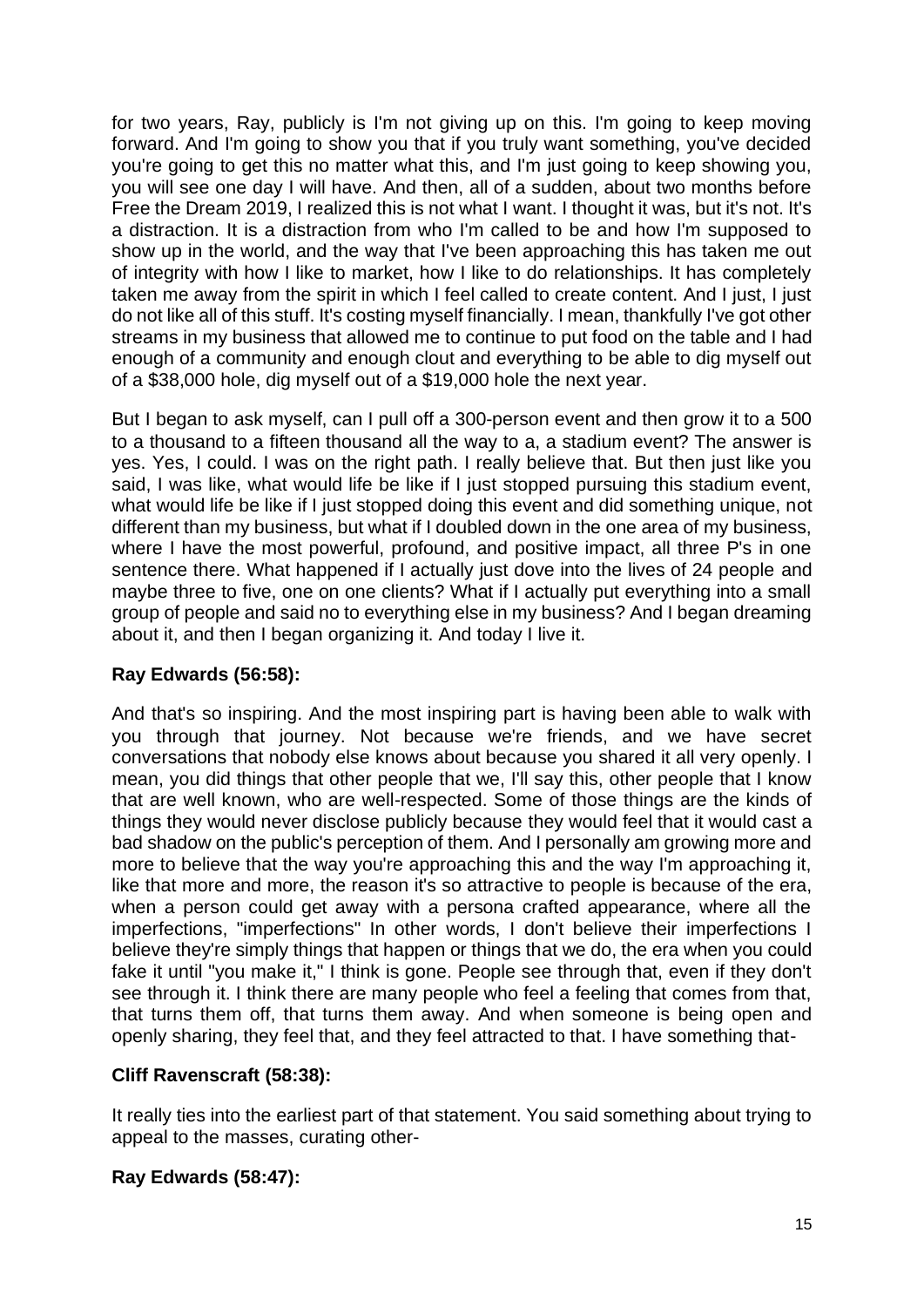for two years, Ray, publicly is I'm not giving up on this. I'm going to keep moving forward. And I'm going to show you that if you truly want something, you've decided you're going to get this no matter what this, and I'm just going to keep showing you, you will see one day I will have. And then, all of a sudden, about two months before Free the Dream 2019, I realized this is not what I want. I thought it was, but it's not. It's a distraction. It is a distraction from who I'm called to be and how I'm supposed to show up in the world, and the way that I've been approaching this has taken me out of integrity with how I like to market, how I like to do relationships. It has completely taken me away from the spirit in which I feel called to create content. And I just, I just do not like all of this stuff. It's costing myself financially. I mean, thankfully I've got other streams in my business that allowed me to continue to put food on the table and I had enough of a community and enough clout and everything to be able to dig myself out of a $38,000 hole, dig myself out of a $19,000 hole the next year.

But I began to ask myself, can I pull off a 300-person event and then grow it to a 500 to a thousand to a fifteen thousand all the way to a, a stadium event? The answer is yes. Yes, I could. I was on the right path. I really believe that. But then just like you said, I was like, what would life be like if I just stopped pursuing this stadium event, what would life be like if I just stopped doing this event and did something unique, not different than my business, but what if I doubled down in the one area of my business, where I have the most powerful, profound, and positive impact, all three P's in one sentence there. What happened if I actually just dove into the lives of 24 people and maybe three to five, one on one clients? What if I actually put everything into a small group of people and said no to everything else in my business? And I began dreaming about it, and then I began organizing it. And today I live it.

**Ray Edwards (56:58):**

And that's so inspiring. And the most inspiring part is having been able to walk with you through that journey. Not because we're friends, and we have secret conversations that nobody else knows about because you shared it all very openly. I mean, you did things that other people that we, I'll say this, other people that I know that are well known, who are well-respected. Some of those things are the kinds of things they would never disclose publicly because they would feel that it would cast a bad shadow on the public's perception of them. And I personally am growing more and more to believe that the way you're approaching this and the way I'm approaching it, like that more and more, the reason it's so attractive to people is because of the era, when a person could get away with a persona crafted appearance, where all the imperfections, "imperfections" In other words, I don't believe their imperfections I believe they're simply things that happen or things that we do, the era when you could fake it until "you make it," I think is gone. People see through that, even if they don't see through it. I think there are many people who feel a feeling that comes from that, that turns them off, that turns them away. And when someone is being open and openly sharing, they feel that, and they feel attracted to that. I have something that-

**Cliff Ravenscraft (58:38):**

It really ties into the earliest part of that statement. You said something about trying to appeal to the masses, curating other-

**Ray Edwards (58:47):**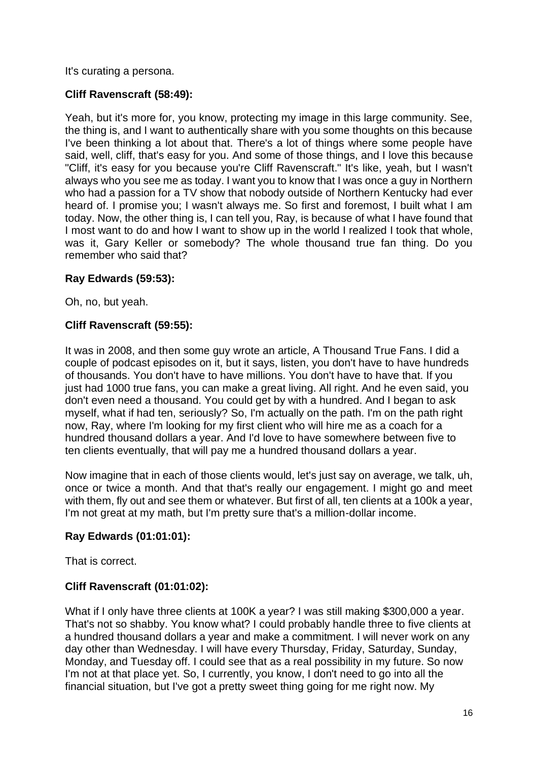It's curating a persona.

**Cliff Ravenscraft (58:49):**

Yeah, but it's more for, you know, protecting my image in this large community. See, the thing is, and I want to authentically share with you some thoughts on this because I've been thinking a lot about that. There's a lot of things where some people have said, well, cliff, that's easy for you. And some of those things, and I love this because "Cliff, it's easy for you because you're Cliff Ravenscraft." It's like, yeah, but I wasn't always who you see me as today. I want you to know that I was once a guy in Northern who had a passion for a TV show that nobody outside of Northern Kentucky had ever heard of. I promise you; I wasn't always me. So first and foremost, I built what I am today. Now, the other thing is, I can tell you, Ray, is because of what I have found that I most want to do and how I want to show up in the world I realized I took that whole, was it, Gary Keller or somebody? The whole thousand true fan thing. Do you remember who said that?

**Ray Edwards (59:53):**

Oh, no, but yeah.

**Cliff Ravenscraft (59:55):**

It was in 2008, and then some guy wrote an article, A Thousand True Fans. I did a couple of podcast episodes on it, but it says, listen, you don't have to have hundreds of thousands. You don't have to have millions. You don't have to have that. If you just had 1000 true fans, you can make a great living. All right. And he even said, you don't even need a thousand. You could get by with a hundred. And I began to ask myself, what if had ten, seriously? So, I'm actually on the path. I'm on the path right now, Ray, where I'm looking for my first client who will hire me as a coach for a hundred thousand dollars a year. And I'd love to have somewhere between five to ten clients eventually, that will pay me a hundred thousand dollars a year.

Now imagine that in each of those clients would, let's just say on average, we talk, uh, once or twice a month. And that that's really our engagement. I might go and meet with them, fly out and see them or whatever. But first of all, ten clients at a 100k a year, I'm not great at my math, but I'm pretty sure that's a million-dollar income.

**Ray Edwards (01:01:01):**

That is correct.

**Cliff Ravenscraft (01:01:02):**

What if I only have three clients at 100K a year? I was still making $300,000 a year. That's not so shabby. You know what? I could probably handle three to five clients at a hundred thousand dollars a year and make a commitment. I will never work on any day other than Wednesday. I will have every Thursday, Friday, Saturday, Sunday, Monday, and Tuesday off. I could see that as a real possibility in my future. So now I'm not at that place yet. So, I currently, you know, I don't need to go into all the financial situation, but I've got a pretty sweet thing going for me right now. My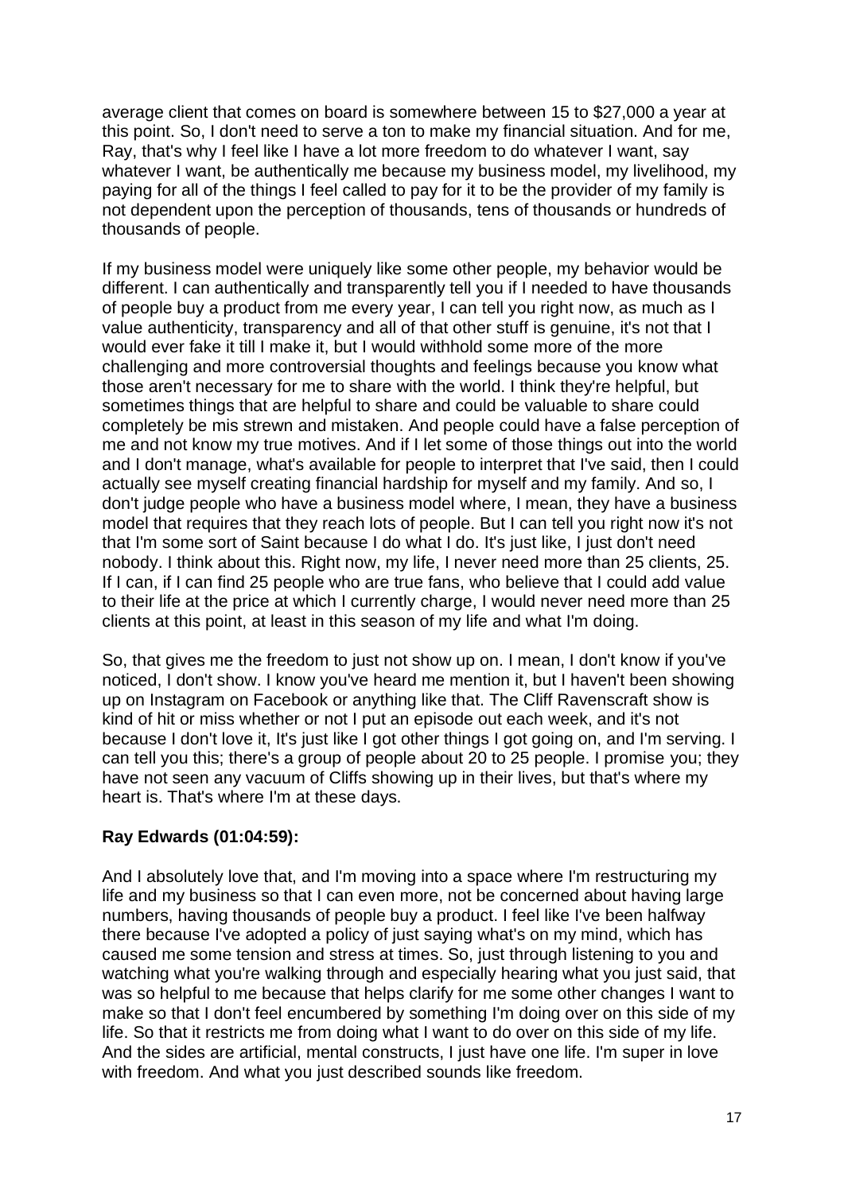average client that comes on board is somewhere between 15 to $27,000 a year at this point. So, I don't need to serve a ton to make my financial situation. And for me, Ray, that's why I feel like I have a lot more freedom to do whatever I want, say whatever I want, be authentically me because my business model, my livelihood, my paying for all of the things I feel called to pay for it to be the provider of my family is not dependent upon the perception of thousands, tens of thousands or hundreds of thousands of people.

If my business model were uniquely like some other people, my behavior would be different. I can authentically and transparently tell you if I needed to have thousands of people buy a product from me every year, I can tell you right now, as much as I value authenticity, transparency and all of that other stuff is genuine, it's not that I would ever fake it till I make it, but I would withhold some more of the more challenging and more controversial thoughts and feelings because you know what those aren't necessary for me to share with the world. I think they're helpful, but sometimes things that are helpful to share and could be valuable to share could completely be mis strewn and mistaken. And people could have a false perception of me and not know my true motives. And if I let some of those things out into the world and I don't manage, what's available for people to interpret that I've said, then I could actually see myself creating financial hardship for myself and my family. And so, I don't judge people who have a business model where, I mean, they have a business model that requires that they reach lots of people. But I can tell you right now it's not that I'm some sort of Saint because I do what I do. It's just like, I just don't need nobody. I think about this. Right now, my life, I never need more than 25 clients, 25. If I can, if I can find 25 people who are true fans, who believe that I could add value to their life at the price at which I currently charge, I would never need more than 25 clients at this point, at least in this season of my life and what I'm doing.

So, that gives me the freedom to just not show up on. I mean, I don't know if you've noticed, I don't show. I know you've heard me mention it, but I haven't been showing up on Instagram on Facebook or anything like that. The Cliff Ravenscraft show is kind of hit or miss whether or not I put an episode out each week, and it's not because I don't love it, It's just like I got other things I got going on, and I'm serving. I can tell you this; there's a group of people about 20 to 25 people. I promise you; they have not seen any vacuum of Cliffs showing up in their lives, but that's where my heart is. That's where I'm at these days.

**Ray Edwards (01:04:59):**

And I absolutely love that, and I'm moving into a space where I'm restructuring my life and my business so that I can even more, not be concerned about having large numbers, having thousands of people buy a product. I feel like I've been halfway there because I've adopted a policy of just saying what's on my mind, which has caused me some tension and stress at times. So, just through listening to you and watching what you're walking through and especially hearing what you just said, that was so helpful to me because that helps clarify for me some other changes I want to make so that I don't feel encumbered by something I'm doing over on this side of my life. So that it restricts me from doing what I want to do over on this side of my life. And the sides are artificial, mental constructs, I just have one life. I'm super in love with freedom. And what you just described sounds like freedom.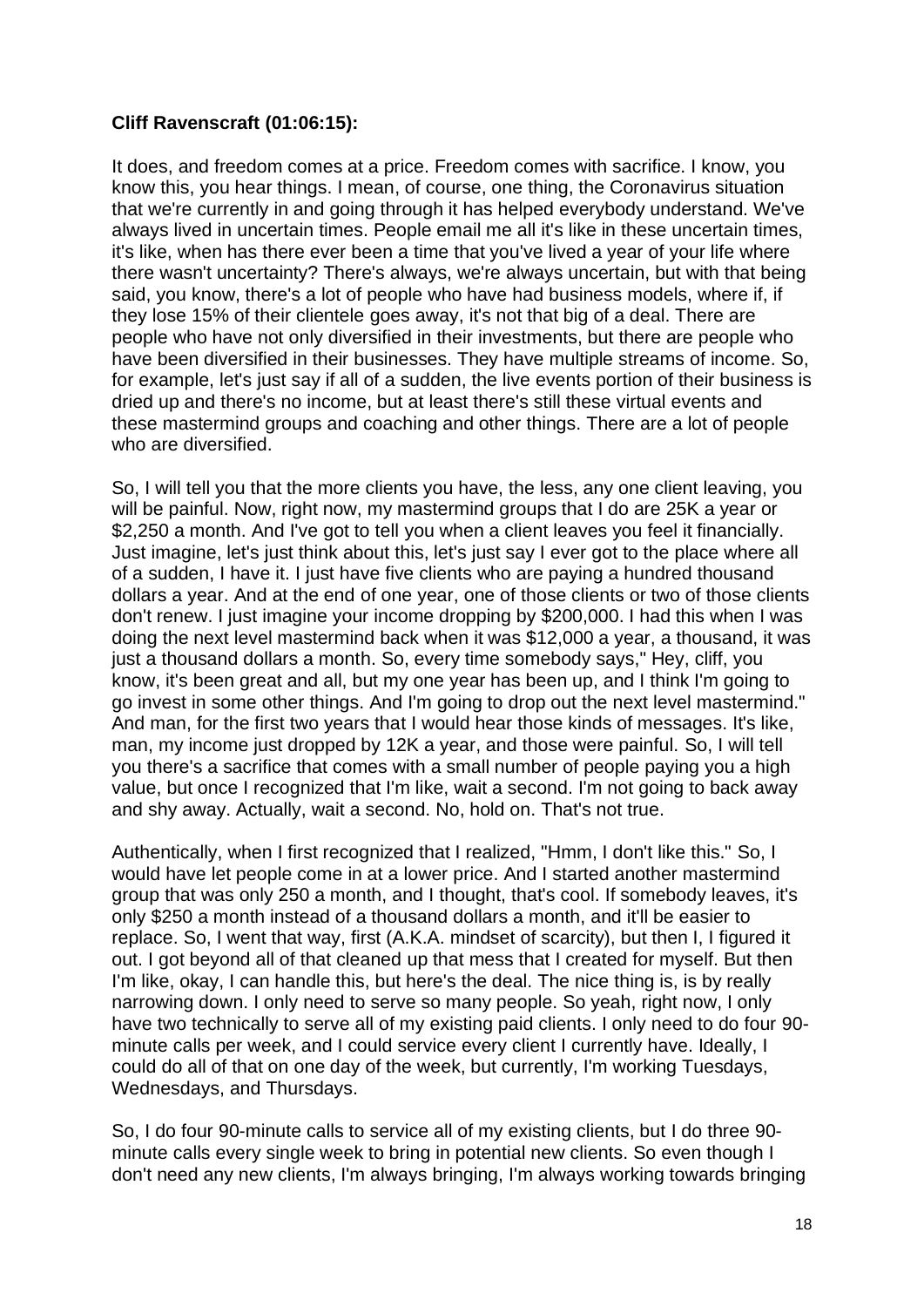**Cliff Ravenscraft (01:06:15):**

It does, and freedom comes at a price. Freedom comes with sacrifice. I know, you know this, you hear things. I mean, of course, one thing, the Coronavirus situation that we're currently in and going through it has helped everybody understand. We've always lived in uncertain times. People email me all it's like in these uncertain times, it's like, when has there ever been a time that you've lived a year of your life where there wasn't uncertainty? There's always, we're always uncertain, but with that being said, you know, there's a lot of people who have had business models, where if, if they lose 15% of their clientele goes away, it's not that big of a deal. There are people who have not only diversified in their investments, but there are people who have been diversified in their businesses. They have multiple streams of income. So, for example, let's just say if all of a sudden, the live events portion of their business is dried up and there's no income, but at least there's still these virtual events and these mastermind groups and coaching and other things. There are a lot of people who are diversified.

So, I will tell you that the more clients you have, the less, any one client leaving, you will be painful. Now, right now, my mastermind groups that I do are 25K a year or $2,250 a month. And I've got to tell you when a client leaves you feel it financially. Just imagine, let's just think about this, let's just say I ever got to the place where all of a sudden, I have it. I just have five clients who are paying a hundred thousand dollars a year. And at the end of one year, one of those clients or two of those clients don't renew. I just imagine your income dropping by $200,000. I had this when I was doing the next level mastermind back when it was $12,000 a year, a thousand, it was just a thousand dollars a month. So, every time somebody says," Hey, cliff, you know, it's been great and all, but my one year has been up, and I think I'm going to go invest in some other things. And I'm going to drop out the next level mastermind." And man, for the first two years that I would hear those kinds of messages. It's like, man, my income just dropped by 12K a year, and those were painful. So, I will tell you there's a sacrifice that comes with a small number of people paying you a high value, but once I recognized that I'm like, wait a second. I'm not going to back away and shy away. Actually, wait a second. No, hold on. That's not true.

Authentically, when I first recognized that I realized, "Hmm, I don't like this." So, I would have let people come in at a lower price. And I started another mastermind group that was only 250 a month, and I thought, that's cool. If somebody leaves, it's only $250 a month instead of a thousand dollars a month, and it'll be easier to replace. So, I went that way, first (A.K.A. mindset of scarcity), but then I, I figured it out. I got beyond all of that cleaned up that mess that I created for myself. But then I'm like, okay, I can handle this, but here's the deal. The nice thing is, is by really narrowing down. I only need to serve so many people. So yeah, right now, I only have two technically to serve all of my existing paid clients. I only need to do four 90-minute calls per week, and I could service every client I currently have. Ideally, I could do all of that on one day of the week, but currently, I'm working Tuesdays, Wednesdays, and Thursdays.

So, I do four 90-minute calls to service all of my existing clients, but I do three 90-minute calls every single week to bring in potential new clients. So even though I don't need any new clients, I'm always bringing, I'm always working towards bringing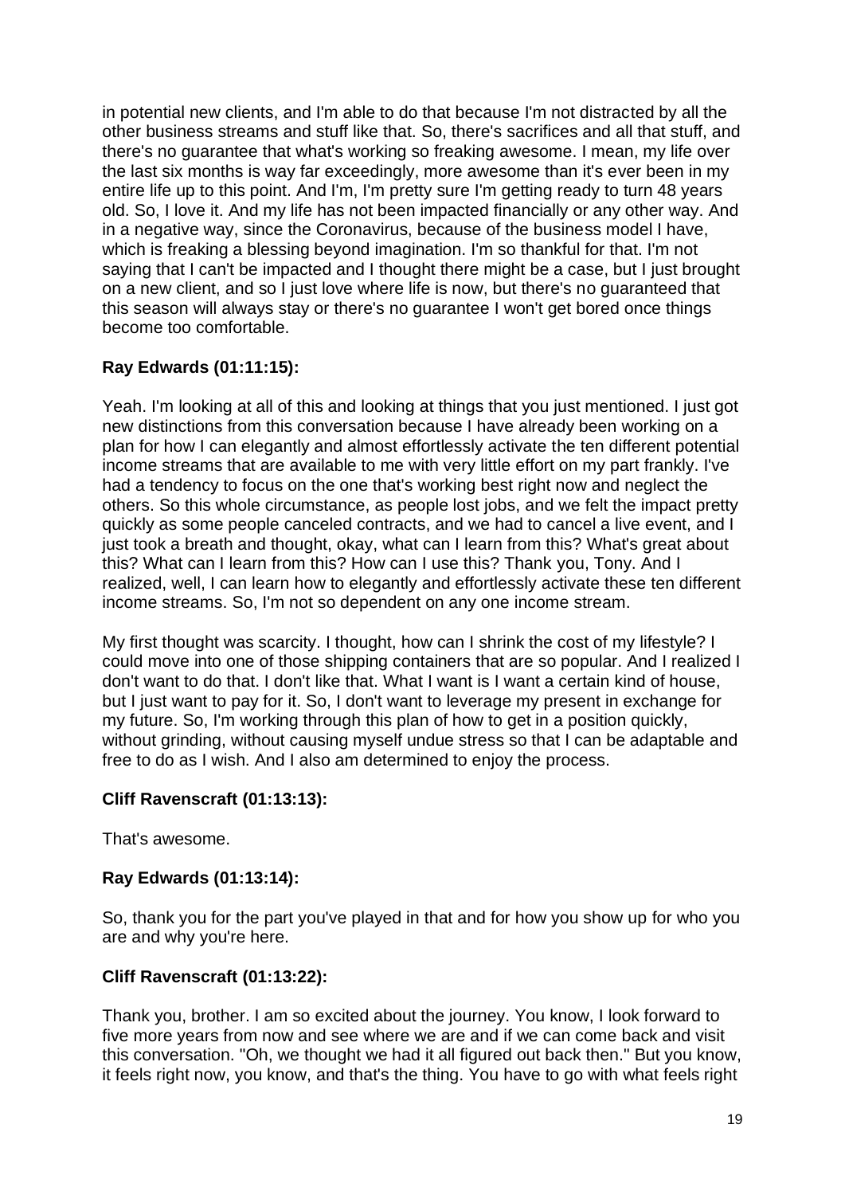in potential new clients, and I'm able to do that because I'm not distracted by all the other business streams and stuff like that. So, there's sacrifices and all that stuff, and there's no guarantee that what's working so freaking awesome. I mean, my life over the last six months is way far exceedingly, more awesome than it's ever been in my entire life up to this point. And I'm, I'm pretty sure I'm getting ready to turn 48 years old. So, I love it. And my life has not been impacted financially or any other way. And in a negative way, since the Coronavirus, because of the business model I have, which is freaking a blessing beyond imagination. I'm so thankful for that. I'm not saying that I can't be impacted and I thought there might be a case, but I just brought on a new client, and so I just love where life is now, but there's no guaranteed that this season will always stay or there's no guarantee I won't get bored once things become too comfortable.

**Ray Edwards (01:11:15):**

Yeah. I'm looking at all of this and looking at things that you just mentioned. I just got new distinctions from this conversation because I have already been working on a plan for how I can elegantly and almost effortlessly activate the ten different potential income streams that are available to me with very little effort on my part frankly. I've had a tendency to focus on the one that's working best right now and neglect the others. So this whole circumstance, as people lost jobs, and we felt the impact pretty quickly as some people canceled contracts, and we had to cancel a live event, and I just took a breath and thought, okay, what can I learn from this? What's great about this? What can I learn from this? How can I use this? Thank you, Tony. And I realized, well, I can learn how to elegantly and effortlessly activate these ten different income streams. So, I'm not so dependent on any one income stream.

My first thought was scarcity. I thought, how can I shrink the cost of my lifestyle? I could move into one of those shipping containers that are so popular. And I realized I don't want to do that. I don't like that. What I want is I want a certain kind of house, but I just want to pay for it. So, I don't want to leverage my present in exchange for my future. So, I'm working through this plan of how to get in a position quickly, without grinding, without causing myself undue stress so that I can be adaptable and free to do as I wish. And I also am determined to enjoy the process.

**Cliff Ravenscraft (01:13:13):**

That's awesome.

**Ray Edwards (01:13:14):**

So, thank you for the part you've played in that and for how you show up for who you are and why you're here.

**Cliff Ravenscraft (01:13:22):**

Thank you, brother. I am so excited about the journey. You know, I look forward to five more years from now and see where we are and if we can come back and visit this conversation. "Oh, we thought we had it all figured out back then." But you know, it feels right now, you know, and that's the thing. You have to go with what feels right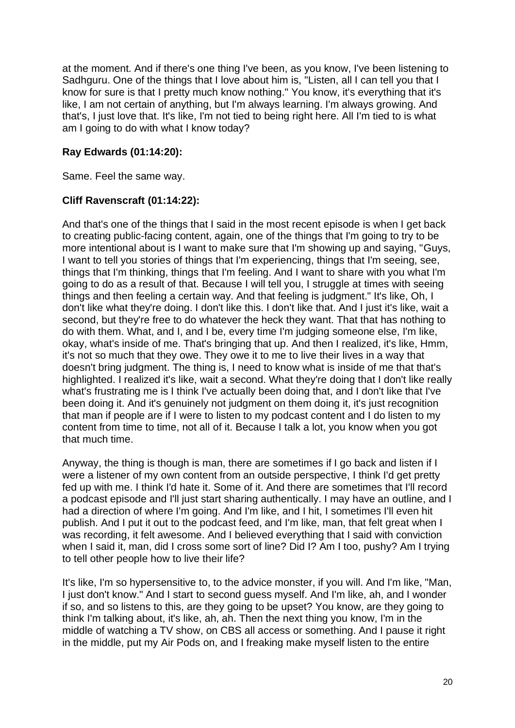at the moment. And if there's one thing I've been, as you know, I've been listening to Sadhguru. One of the things that I love about him is, "Listen, all I can tell you that I know for sure is that I pretty much know nothing." You know, it's everything that it's like, I am not certain of anything, but I'm always learning. I'm always growing. And that's, I just love that. It's like, I'm not tied to being right here. All I'm tied to is what am I going to do with what I know today?

**Ray Edwards (01:14:20):**

Same. Feel the same way.

**Cliff Ravenscraft (01:14:22):**

And that's one of the things that I said in the most recent episode is when I get back to creating public-facing content, again, one of the things that I'm going to try to be more intentional about is I want to make sure that I'm showing up and saying, "Guys, I want to tell you stories of things that I'm experiencing, things that I'm seeing, see, things that I'm thinking, things that I'm feeling. And I want to share with you what I'm going to do as a result of that. Because I will tell you, I struggle at times with seeing things and then feeling a certain way. And that feeling is judgment." It's like, Oh, I don't like what they're doing. I don't like this. I don't like that. And I just it's like, wait a second, but they're free to do whatever the heck they want. That that has nothing to do with them. What, and I, and I be, every time I'm judging someone else, I'm like, okay, what's inside of me. That's bringing that up. And then I realized, it's like, Hmm, it's not so much that they owe. They owe it to me to live their lives in a way that doesn't bring judgment. The thing is, I need to know what is inside of me that that's highlighted. I realized it's like, wait a second. What they're doing that I don't like really what's frustrating me is I think I've actually been doing that, and I don't like that I've been doing it. And it's genuinely not judgment on them doing it, it's just recognition that man if people are if I were to listen to my podcast content and I do listen to my content from time to time, not all of it. Because I talk a lot, you know when you got that much time.

Anyway, the thing is though is man, there are sometimes if I go back and listen if I were a listener of my own content from an outside perspective, I think I'd get pretty fed up with me. I think I'd hate it. Some of it. And there are sometimes that I'll record a podcast episode and I'll just start sharing authentically. I may have an outline, and I had a direction of where I'm going. And I'm like, and I hit, I sometimes I'll even hit publish. And I put it out to the podcast feed, and I'm like, man, that felt great when I was recording, it felt awesome. And I believed everything that I said with conviction when I said it, man, did I cross some sort of line? Did I? Am I too, pushy? Am I trying to tell other people how to live their life?

It's like, I'm so hypersensitive to, to the advice monster, if you will. And I'm like, "Man, I just don't know." And I start to second guess myself. And I'm like, ah, and I wonder if so, and so listens to this, are they going to be upset? You know, are they going to think I'm talking about, it's like, ah, ah. Then the next thing you know, I'm in the middle of watching a TV show, on CBS all access or something. And I pause it right in the middle, put my Air Pods on, and I freaking make myself listen to the entire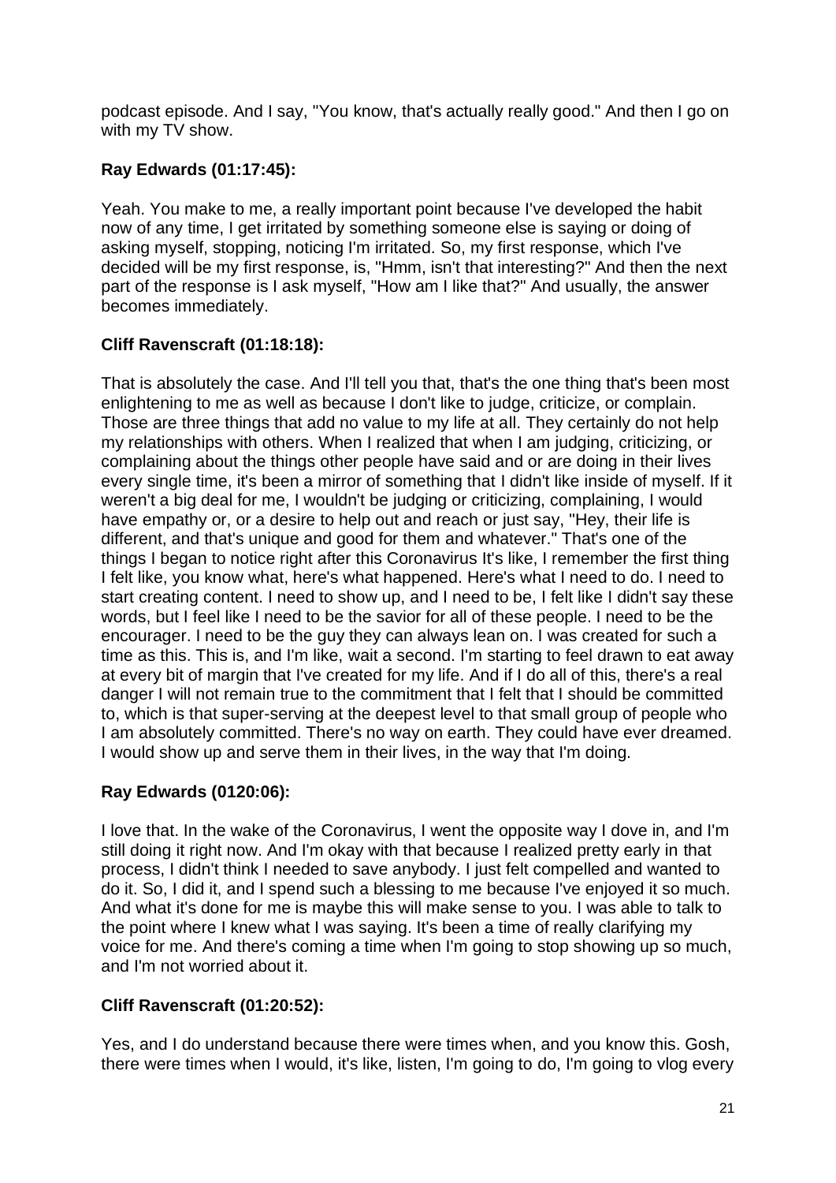podcast episode. And I say, "You know, that's actually really good." And then I go on with my TV show.

**Ray Edwards (01:17:45):**

Yeah. You make to me, a really important point because I've developed the habit now of any time, I get irritated by something someone else is saying or doing of asking myself, stopping, noticing I'm irritated. So, my first response, which I've decided will be my first response, is, "Hmm, isn't that interesting?" And then the next part of the response is I ask myself, "How am I like that?" And usually, the answer becomes immediately.

**Cliff Ravenscraft (01:18:18):**

That is absolutely the case. And I'll tell you that, that's the one thing that's been most enlightening to me as well as because I don't like to judge, criticize, or complain. Those are three things that add no value to my life at all. They certainly do not help my relationships with others. When I realized that when I am judging, criticizing, or complaining about the things other people have said and or are doing in their lives every single time, it's been a mirror of something that I didn't like inside of myself. If it weren't a big deal for me, I wouldn't be judging or criticizing, complaining, I would have empathy or, or a desire to help out and reach or just say, "Hey, their life is different, and that's unique and good for them and whatever." That's one of the things I began to notice right after this Coronavirus It's like, I remember the first thing I felt like, you know what, here's what happened. Here's what I need to do. I need to start creating content. I need to show up, and I need to be, I felt like I didn't say these words, but I feel like I need to be the savior for all of these people. I need to be the encourager. I need to be the guy they can always lean on. I was created for such a time as this. This is, and I'm like, wait a second. I'm starting to feel drawn to eat away at every bit of margin that I've created for my life. And if I do all of this, there's a real danger I will not remain true to the commitment that I felt that I should be committed to, which is that super-serving at the deepest level to that small group of people who I am absolutely committed. There's no way on earth. They could have ever dreamed. I would show up and serve them in their lives, in the way that I'm doing.

**Ray Edwards (0120:06):**

I love that. In the wake of the Coronavirus, I went the opposite way I dove in, and I'm still doing it right now. And I'm okay with that because I realized pretty early in that process, I didn't think I needed to save anybody. I just felt compelled and wanted to do it. So, I did it, and I spend such a blessing to me because I've enjoyed it so much. And what it's done for me is maybe this will make sense to you. I was able to talk to the point where I knew what I was saying. It's been a time of really clarifying my voice for me. And there's coming a time when I'm going to stop showing up so much, and I'm not worried about it.

**Cliff Ravenscraft (01:20:52):**

Yes, and I do understand because there were times when, and you know this. Gosh, there were times when I would, it's like, listen, I'm going to do, I'm going to vlog every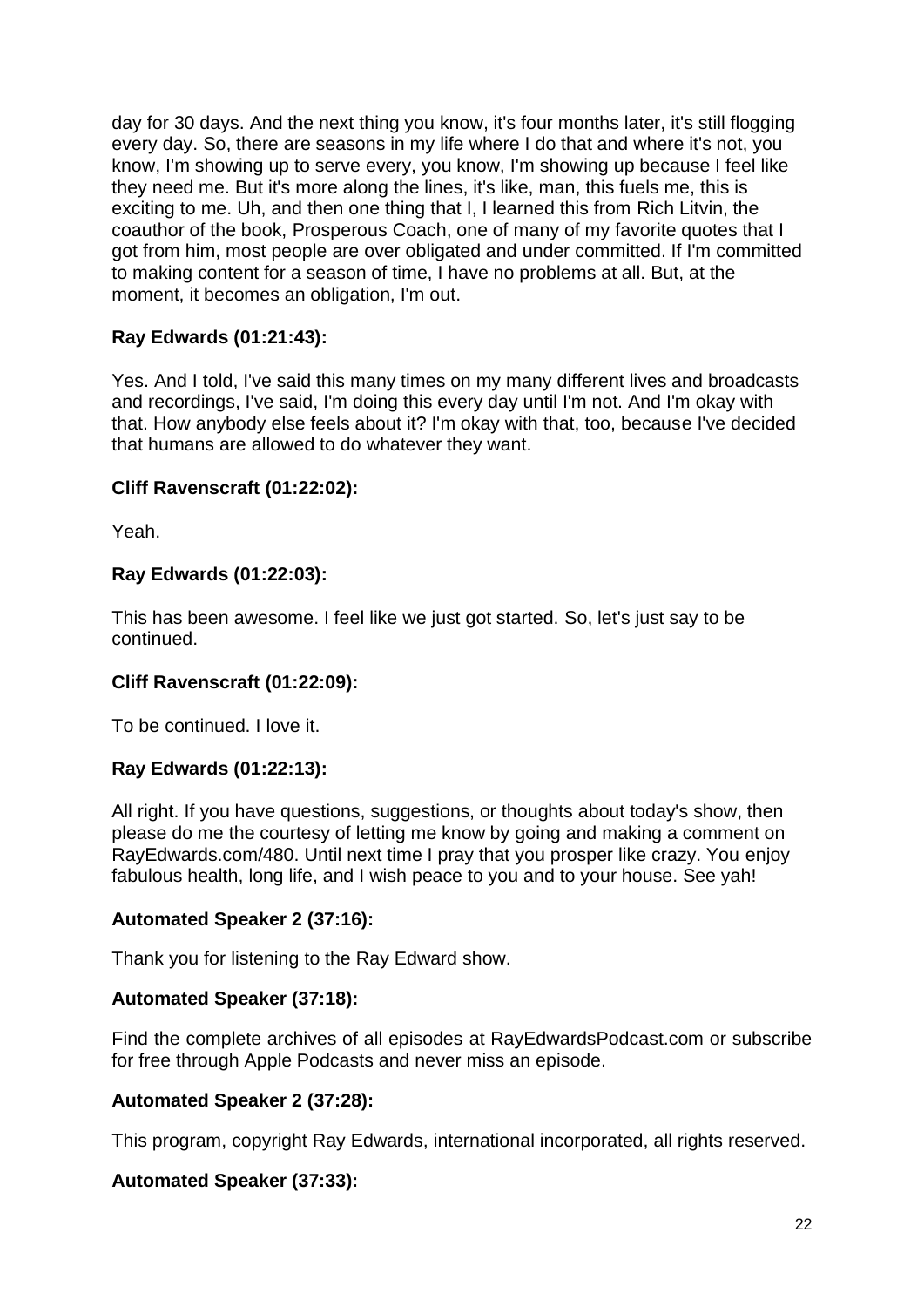day for 30 days. And the next thing you know, it's four months later, it's still flogging every day. So, there are seasons in my life where I do that and where it's not, you know, I'm showing up to serve every, you know, I'm showing up because I feel like they need me. But it's more along the lines, it's like, man, this fuels me, this is exciting to me. Uh, and then one thing that I, I learned this from Rich Litvin, the coauthor of the book, Prosperous Coach, one of many of my favorite quotes that I got from him, most people are over obligated and under committed. If I'm committed to making content for a season of time, I have no problems at all. But, at the moment, it becomes an obligation, I'm out.

**Ray Edwards (01:21:43):**

Yes. And I told, I've said this many times on my many different lives and broadcasts and recordings, I've said, I'm doing this every day until I'm not. And I'm okay with that. How anybody else feels about it? I'm okay with that, too, because I've decided that humans are allowed to do whatever they want.

**Cliff Ravenscraft (01:22:02):**

Yeah.

**Ray Edwards (01:22:03):**

This has been awesome. I feel like we just got started. So, let's just say to be continued.

**Cliff Ravenscraft (01:22:09):**

To be continued. I love it.

**Ray Edwards (01:22:13):**

All right. If you have questions, suggestions, or thoughts about today's show, then please do me the courtesy of letting me know by going and making a comment on RayEdwards.com/480. Until next time I pray that you prosper like crazy. You enjoy fabulous health, long life, and I wish peace to you and to your house. See yah!

**Automated Speaker 2 (37:16):**

Thank you for listening to the Ray Edward show.

**Automated Speaker (37:18):**

Find the complete archives of all episodes at RayEdwardsPodcast.com or subscribe for free through Apple Podcasts and never miss an episode.

**Automated Speaker 2 (37:28):**

This program, copyright Ray Edwards, international incorporated, all rights reserved.

**Automated Speaker (37:33):**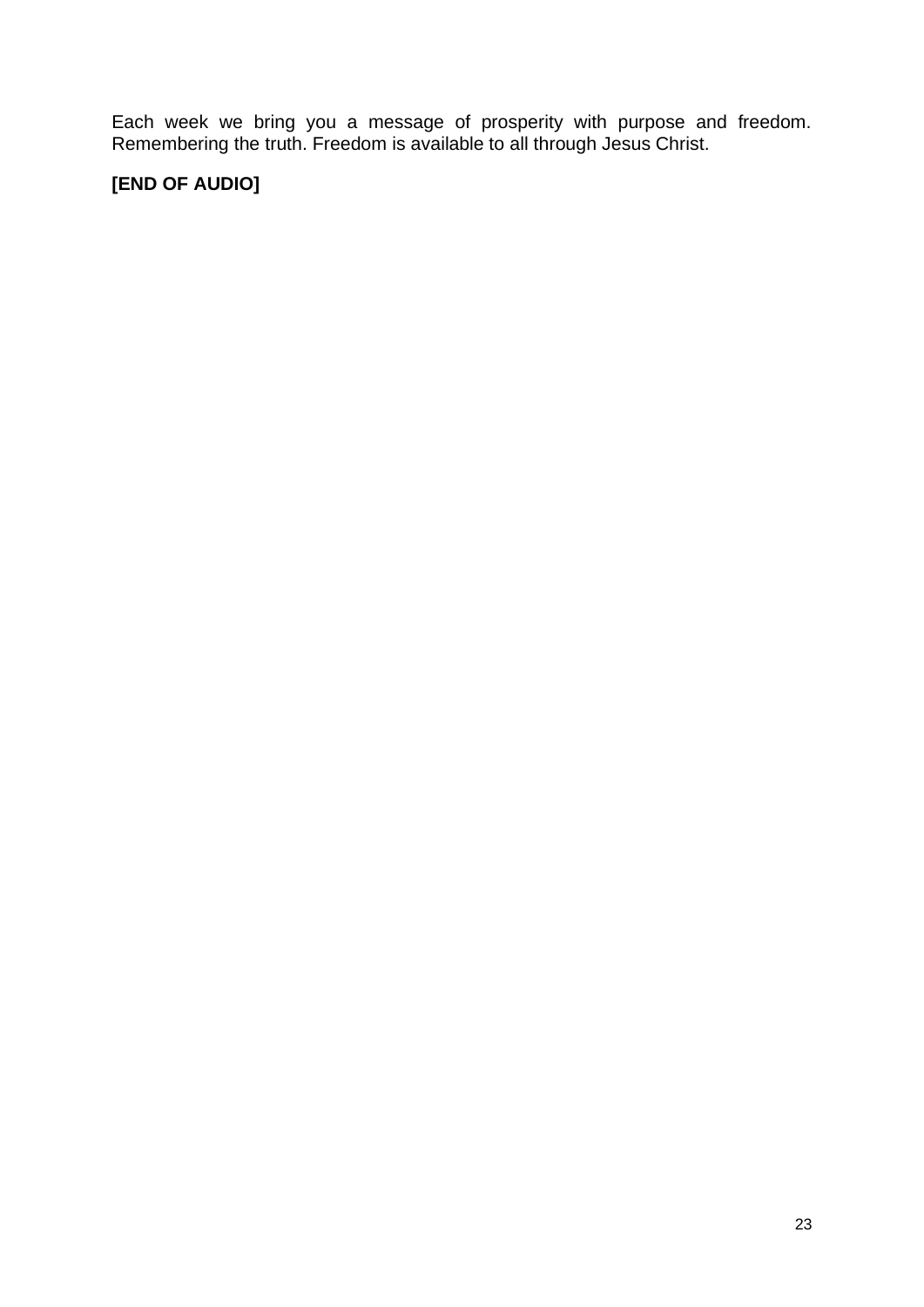Each week we bring you a message of prosperity with purpose and freedom. Remembering the truth. Freedom is available to all through Jesus Christ.

**[END OF AUDIO]**